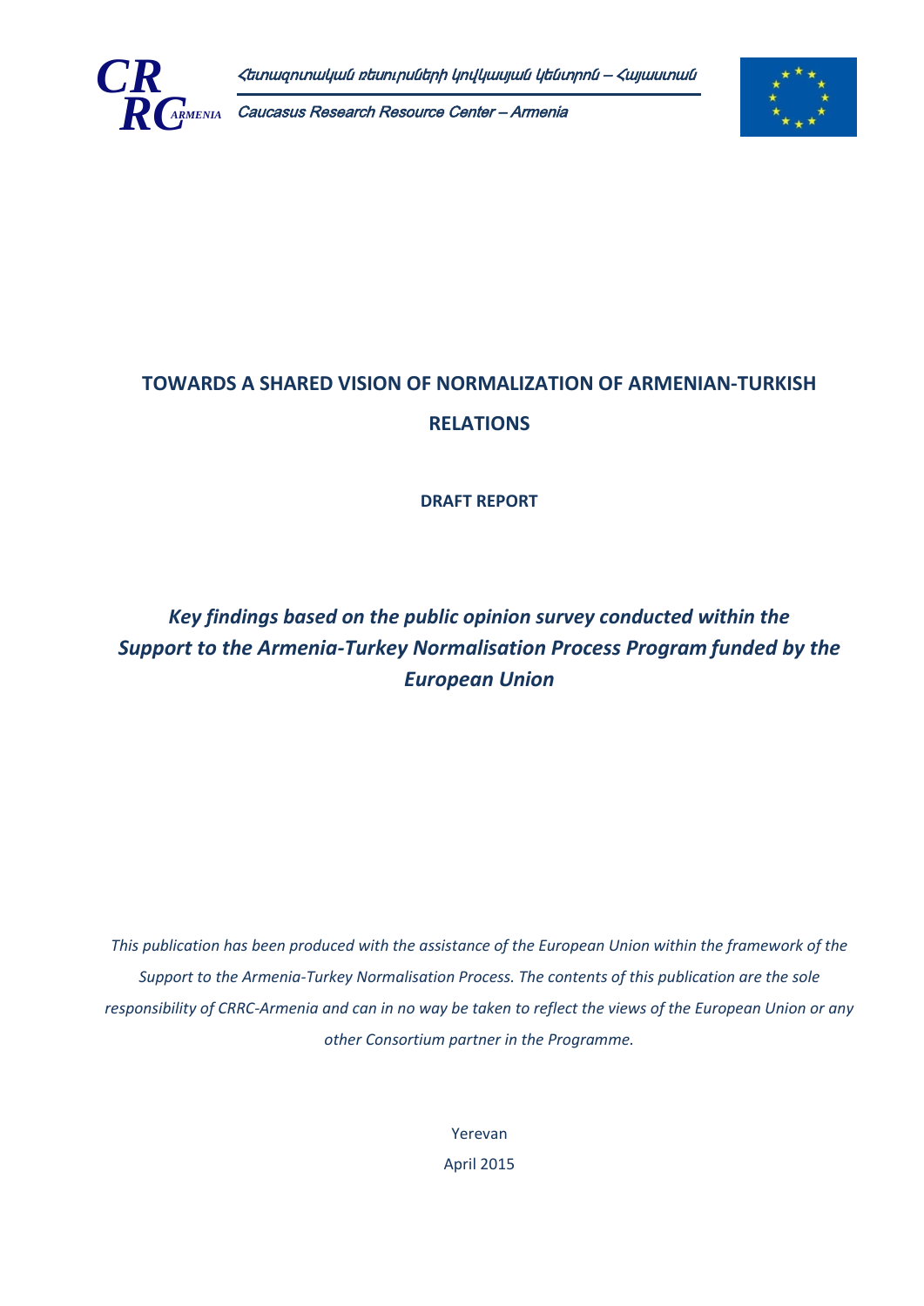Հետազոտական ռեսուրսների կովկասյան կենտրոն – Հայաստան

Caucasus Research Resource Center – Armenia

# TOWARDS A SHARED VISION OF NORMALIZATION OF ARMENIAN-TURKISH RELATIONS

**DRAFT REPORT**

***Key findings based on the public opinion survey conducted within the Support to the Armenia-Turkey Normalisation Process Program funded by the European Union***

*This publication has been produced with the assistance of the European Union within the framework of the Support to the Armenia-Turkey Normalisation Process. The contents of this publication are the sole responsibility of CRRC-Armenia and can in no way be taken to reflect the views of the European Union or any other Consortium partner in the Programme.*

Yerevan

April 2015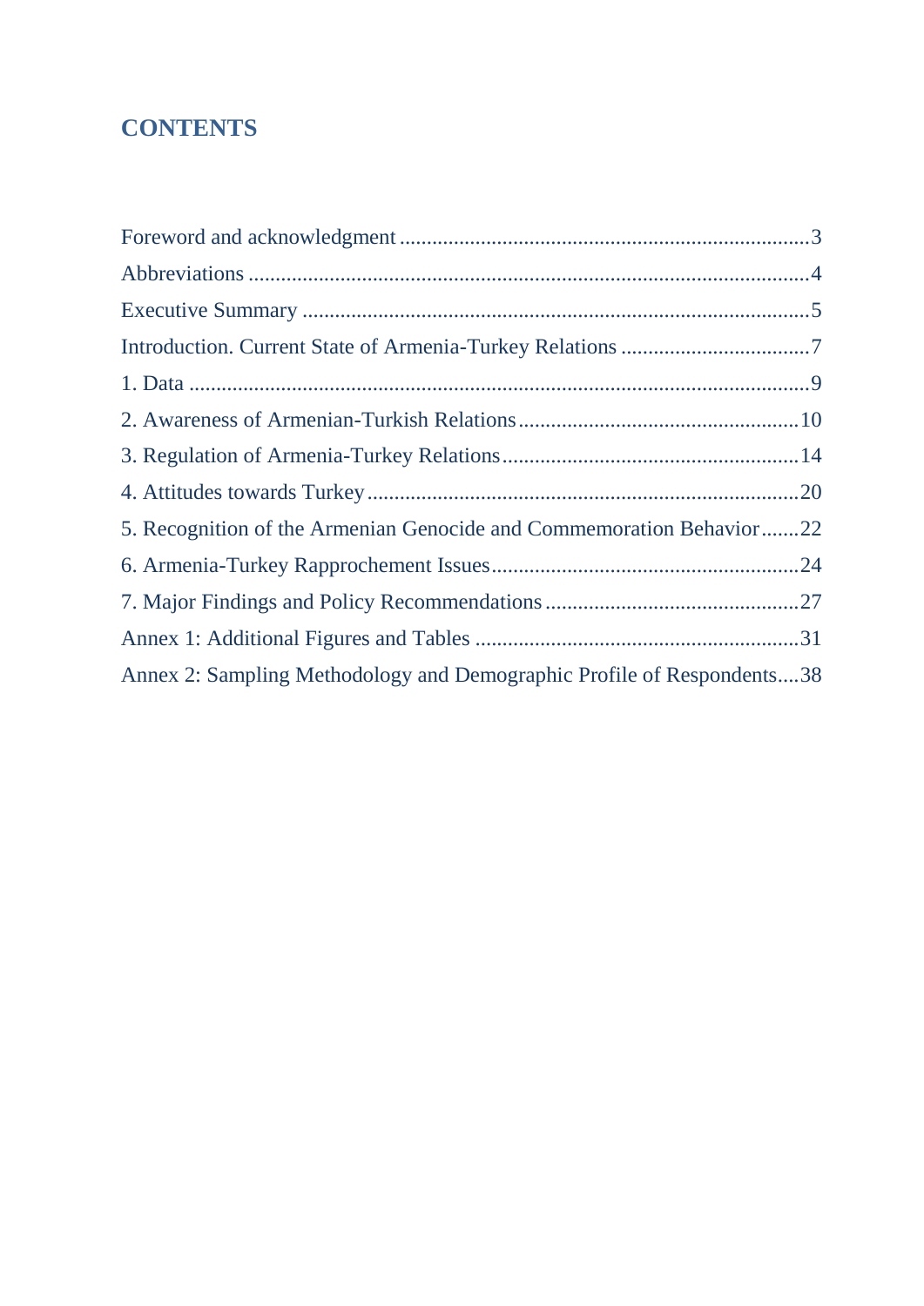# CONTENTS

Foreword and acknowledgment ........................................................................3

Abbreviations ........................................................................................4

Executive Summary ..................................................................................5

Introduction. Current State of Armenia-Turkey Relations ....................................7

1. Data ................................................................................................9

2. Awareness of Armenian-Turkish Relations ....................................................10

3. Regulation of Armenia-Turkey Relations ......................................................14

4. Attitudes towards Turkey ..........................................................................20

5. Recognition of the Armenian Genocide and Commemoration Behavior .......22

6. Armenia-Turkey Rapprochement Issues .........................................................24

7. Major Findings and Policy Recommendations ..................................................27

Annex 1: Additional Figures and Tables ...........................................................31

Annex 2: Sampling Methodology and Demographic Profile of Respondents....38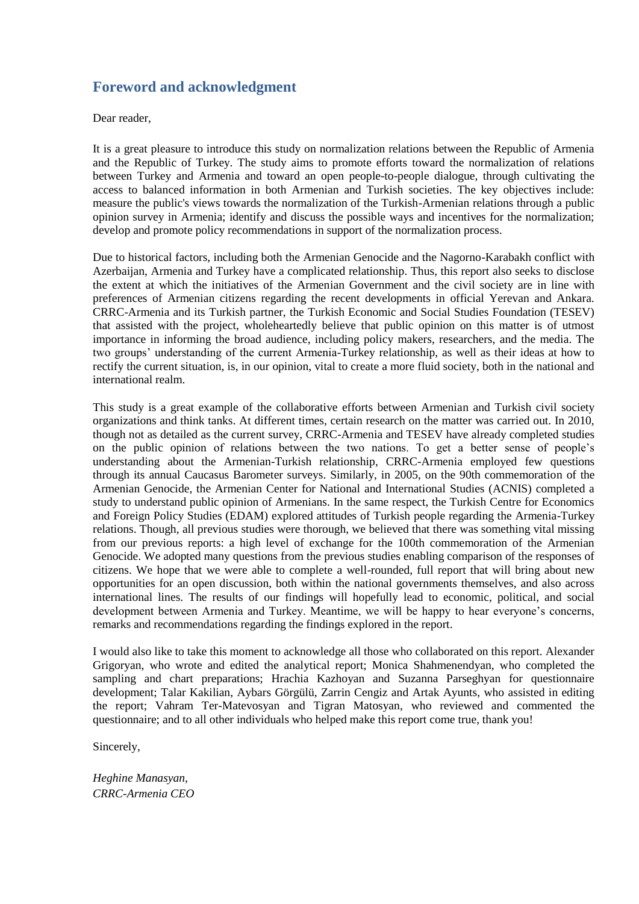## Foreword and acknowledgment

Dear reader,

It is a great pleasure to introduce this study on normalization relations between the Republic of Armenia and the Republic of Turkey. The study aims to promote efforts toward the normalization of relations between Turkey and Armenia and toward an open people-to-people dialogue, through cultivating the access to balanced information in both Armenian and Turkish societies. The key objectives include: measure the public's views towards the normalization of the Turkish-Armenian relations through a public opinion survey in Armenia; identify and discuss the possible ways and incentives for the normalization; develop and promote policy recommendations in support of the normalization process.

Due to historical factors, including both the Armenian Genocide and the Nagorno-Karabakh conflict with Azerbaijan, Armenia and Turkey have a complicated relationship. Thus, this report also seeks to disclose the extent at which the initiatives of the Armenian Government and the civil society are in line with preferences of Armenian citizens regarding the recent developments in official Yerevan and Ankara. CRRC-Armenia and its Turkish partner, the Turkish Economic and Social Studies Foundation (TESEV) that assisted with the project, wholeheartedly believe that public opinion on this matter is of utmost importance in informing the broad audience, including policy makers, researchers, and the media. The two groups' understanding of the current Armenia-Turkey relationship, as well as their ideas at how to rectify the current situation, is, in our opinion, vital to create a more fluid society, both in the national and international realm.

This study is a great example of the collaborative efforts between Armenian and Turkish civil society organizations and think tanks. At different times, certain research on the matter was carried out. In 2010, though not as detailed as the current survey, CRRC-Armenia and TESEV have already completed studies on the public opinion of relations between the two nations. To get a better sense of people's understanding about the Armenian-Turkish relationship, CRRC-Armenia employed few questions through its annual Caucasus Barometer surveys. Similarly, in 2005, on the 90th commemoration of the Armenian Genocide, the Armenian Center for National and International Studies (ACNIS) completed a study to understand public opinion of Armenians. In the same respect, the Turkish Centre for Economics and Foreign Policy Studies (EDAM) explored attitudes of Turkish people regarding the Armenia-Turkey relations. Though, all previous studies were thorough, we believed that there was something vital missing from our previous reports: a high level of exchange for the 100th commemoration of the Armenian Genocide. We adopted many questions from the previous studies enabling comparison of the responses of citizens. We hope that we were able to complete a well-rounded, full report that will bring about new opportunities for an open discussion, both within the national governments themselves, and also across international lines. The results of our findings will hopefully lead to economic, political, and social development between Armenia and Turkey. Meantime, we will be happy to hear everyone's concerns, remarks and recommendations regarding the findings explored in the report.

I would also like to take this moment to acknowledge all those who collaborated on this report. Alexander Grigoryan, who wrote and edited the analytical report; Monica Shahmenendyan, who completed the sampling and chart preparations; Hrachia Kazhoyan and Suzanna Parseghyan for questionnaire development; Talar Kakilian, Aybars Görgülü, Zarrin Cengiz and Artak Ayunts, who assisted in editing the report; Vahram Ter-Matevosyan and Tigran Matosyan, who reviewed and commented the questionnaire; and to all other individuals who helped make this report come true, thank you!

Sincerely,

*Heghine Manasyan,*
*CRRC-Armenia CEO*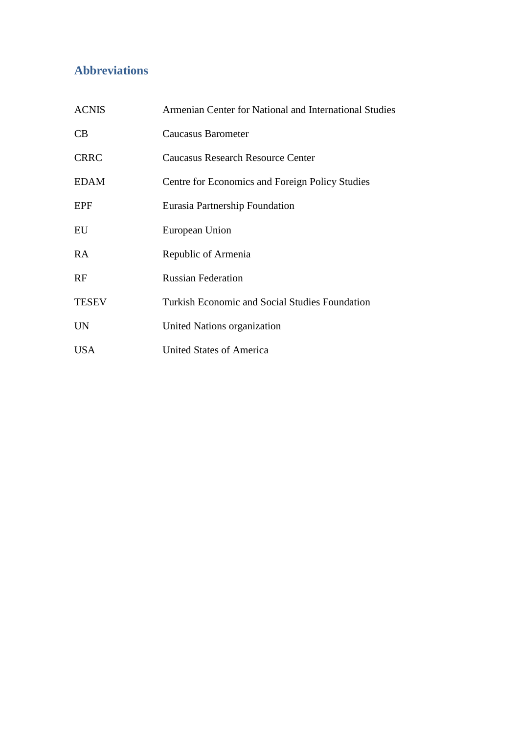## Abbreviations

| | |
|---|---|
| ACNIS | Armenian Center for National and International Studies |
| CB | Caucasus Barometer |
| CRRC | Caucasus Research Resource Center |
| EDAM | Centre for Economics and Foreign Policy Studies |
| EPF | Eurasia Partnership Foundation |
| EU | European Union |
| RA | Republic of Armenia |
| RF | Russian Federation |
| TESEV | Turkish Economic and Social Studies Foundation |
| UN | United Nations organization |
| USA | United States of America |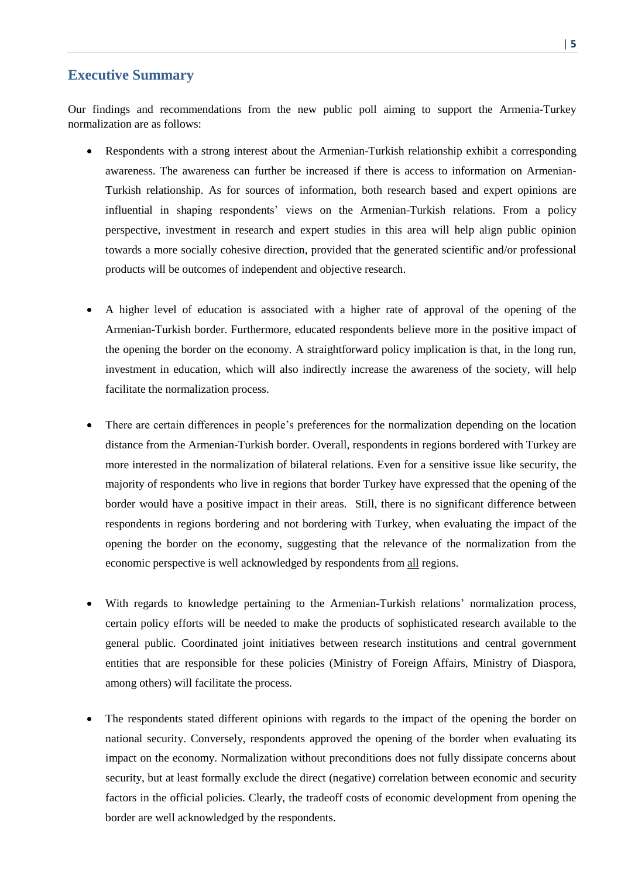## Executive Summary

Our findings and recommendations from the new public poll aiming to support the Armenia-Turkey normalization are as follows:

- Respondents with a strong interest about the Armenian-Turkish relationship exhibit a corresponding awareness. The awareness can further be increased if there is access to information on Armenian-Turkish relationship. As for sources of information, both research based and expert opinions are influential in shaping respondents' views on the Armenian-Turkish relations. From a policy perspective, investment in research and expert studies in this area will help align public opinion towards a more socially cohesive direction, provided that the generated scientific and/or professional products will be outcomes of independent and objective research.

- A higher level of education is associated with a higher rate of approval of the opening of the Armenian-Turkish border. Furthermore, educated respondents believe more in the positive impact of the opening the border on the economy. A straightforward policy implication is that, in the long run, investment in education, which will also indirectly increase the awareness of the society, will help facilitate the normalization process.

- There are certain differences in people's preferences for the normalization depending on the location distance from the Armenian-Turkish border. Overall, respondents in regions bordered with Turkey are more interested in the normalization of bilateral relations. Even for a sensitive issue like security, the majority of respondents who live in regions that border Turkey have expressed that the opening of the border would have a positive impact in their areas. Still, there is no significant difference between respondents in regions bordering and not bordering with Turkey, when evaluating the impact of the opening the border on the economy, suggesting that the relevance of the normalization from the economic perspective is well acknowledged by respondents from all regions.

- With regards to knowledge pertaining to the Armenian-Turkish relations' normalization process, certain policy efforts will be needed to make the products of sophisticated research available to the general public. Coordinated joint initiatives between research institutions and central government entities that are responsible for these policies (Ministry of Foreign Affairs, Ministry of Diaspora, among others) will facilitate the process.

- The respondents stated different opinions with regards to the impact of the opening the border on national security. Conversely, respondents approved the opening of the border when evaluating its impact on the economy. Normalization without preconditions does not fully dissipate concerns about security, but at least formally exclude the direct (negative) correlation between economic and security factors in the official policies. Clearly, the tradeoff costs of economic development from opening the border are well acknowledged by the respondents.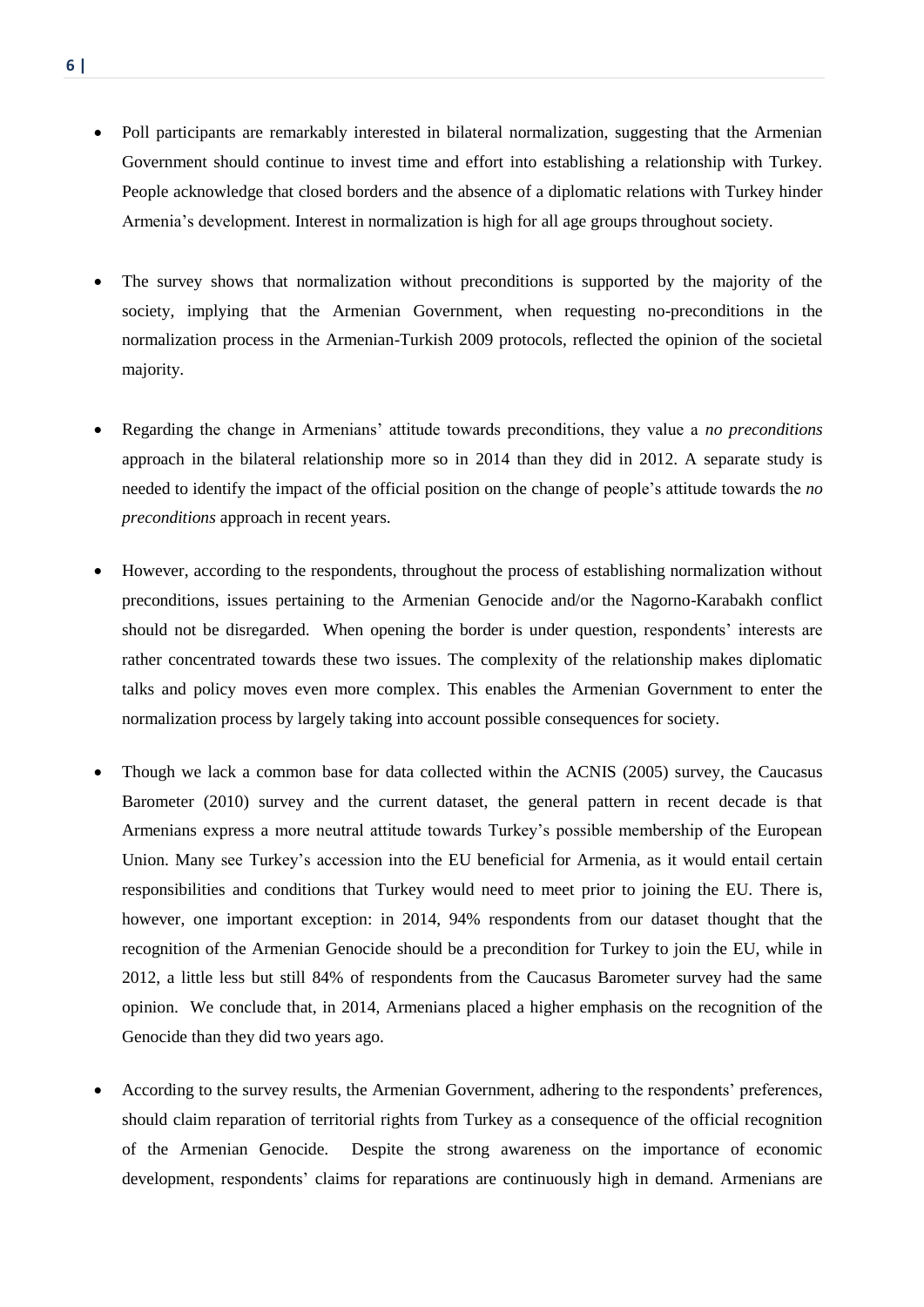- Poll participants are remarkably interested in bilateral normalization, suggesting that the Armenian Government should continue to invest time and effort into establishing a relationship with Turkey. People acknowledge that closed borders and the absence of a diplomatic relations with Turkey hinder Armenia's development. Interest in normalization is high for all age groups throughout society.

- The survey shows that normalization without preconditions is supported by the majority of the society, implying that the Armenian Government, when requesting no-preconditions in the normalization process in the Armenian-Turkish 2009 protocols, reflected the opinion of the societal majority.

- Regarding the change in Armenians' attitude towards preconditions, they value a *no preconditions* approach in the bilateral relationship more so in 2014 than they did in 2012. A separate study is needed to identify the impact of the official position on the change of people's attitude towards the *no preconditions* approach in recent years.

- However, according to the respondents, throughout the process of establishing normalization without preconditions, issues pertaining to the Armenian Genocide and/or the Nagorno-Karabakh conflict should not be disregarded. When opening the border is under question, respondents' interests are rather concentrated towards these two issues. The complexity of the relationship makes diplomatic talks and policy moves even more complex. This enables the Armenian Government to enter the normalization process by largely taking into account possible consequences for society.

- Though we lack a common base for data collected within the ACNIS (2005) survey, the Caucasus Barometer (2010) survey and the current dataset, the general pattern in recent decade is that Armenians express a more neutral attitude towards Turkey's possible membership of the European Union. Many see Turkey's accession into the EU beneficial for Armenia, as it would entail certain responsibilities and conditions that Turkey would need to meet prior to joining the EU. There is, however, one important exception: in 2014, 94% respondents from our dataset thought that the recognition of the Armenian Genocide should be a precondition for Turkey to join the EU, while in 2012, a little less but still 84% of respondents from the Caucasus Barometer survey had the same opinion. We conclude that, in 2014, Armenians placed a higher emphasis on the recognition of the Genocide than they did two years ago.

- According to the survey results, the Armenian Government, adhering to the respondents' preferences, should claim reparation of territorial rights from Turkey as a consequence of the official recognition of the Armenian Genocide. Despite the strong awareness on the importance of economic development, respondents' claims for reparations are continuously high in demand. Armenians are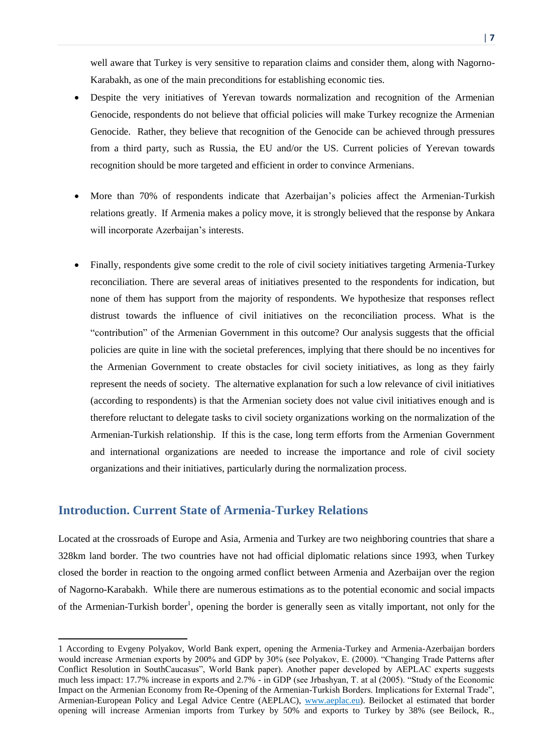well aware that Turkey is very sensitive to reparation claims and consider them, along with Nagorno-Karabakh, as one of the main preconditions for establishing economic ties.

- Despite the very initiatives of Yerevan towards normalization and recognition of the Armenian Genocide, respondents do not believe that official policies will make Turkey recognize the Armenian Genocide. Rather, they believe that recognition of the Genocide can be achieved through pressures from a third party, such as Russia, the EU and/or the US. Current policies of Yerevan towards recognition should be more targeted and efficient in order to convince Armenians.

- More than 70% of respondents indicate that Azerbaijan's policies affect the Armenian-Turkish relations greatly. If Armenia makes a policy move, it is strongly believed that the response by Ankara will incorporate Azerbaijan's interests.

- Finally, respondents give some credit to the role of civil society initiatives targeting Armenia-Turkey reconciliation. There are several areas of initiatives presented to the respondents for indication, but none of them has support from the majority of respondents. We hypothesize that responses reflect distrust towards the influence of civil initiatives on the reconciliation process. What is the "contribution" of the Armenian Government in this outcome? Our analysis suggests that the official policies are quite in line with the societal preferences, implying that there should be no incentives for the Armenian Government to create obstacles for civil society initiatives, as long as they fairly represent the needs of society. The alternative explanation for such a low relevance of civil initiatives (according to respondents) is that the Armenian society does not value civil initiatives enough and is therefore reluctant to delegate tasks to civil society organizations working on the normalization of the Armenian-Turkish relationship. If this is the case, long term efforts from the Armenian Government and international organizations are needed to increase the importance and role of civil society organizations and their initiatives, particularly during the normalization process.

## Introduction. Current State of Armenia-Turkey Relations

Located at the crossroads of Europe and Asia, Armenia and Turkey are two neighboring countries that share a 328km land border. The two countries have not had official diplomatic relations since 1993, when Turkey closed the border in reaction to the ongoing armed conflict between Armenia and Azerbaijan over the region of Nagorno-Karabakh. While there are numerous estimations as to the potential economic and social impacts of the Armenian-Turkish border[1], opening the border is generally seen as vitally important, not only for the

---

1 According to Evgeny Polyakov, World Bank expert, opening the Armenia-Turkey and Armenia-Azerbaijan borders would increase Armenian exports by 200% and GDP by 30% (see Polyakov, E. (2000). "Changing Trade Patterns after Conflict Resolution in SouthCaucasus", World Bank paper). Another paper developed by AEPLAC experts suggests much less impact: 17.7% increase in exports and 2.7% - in GDP (see Jrbashyan, T. at al (2005). "Study of the Economic Impact on the Armenian Economy from Re-Opening of the Armenian-Turkish Borders. Implications for External Trade", Armenian-European Policy and Legal Advice Centre (AEPLAC), www.aeplac.eu). Beilocket al estimated that border opening will increase Armenian imports from Turkey by 50% and exports to Turkey by 38% (see Beilock, R.,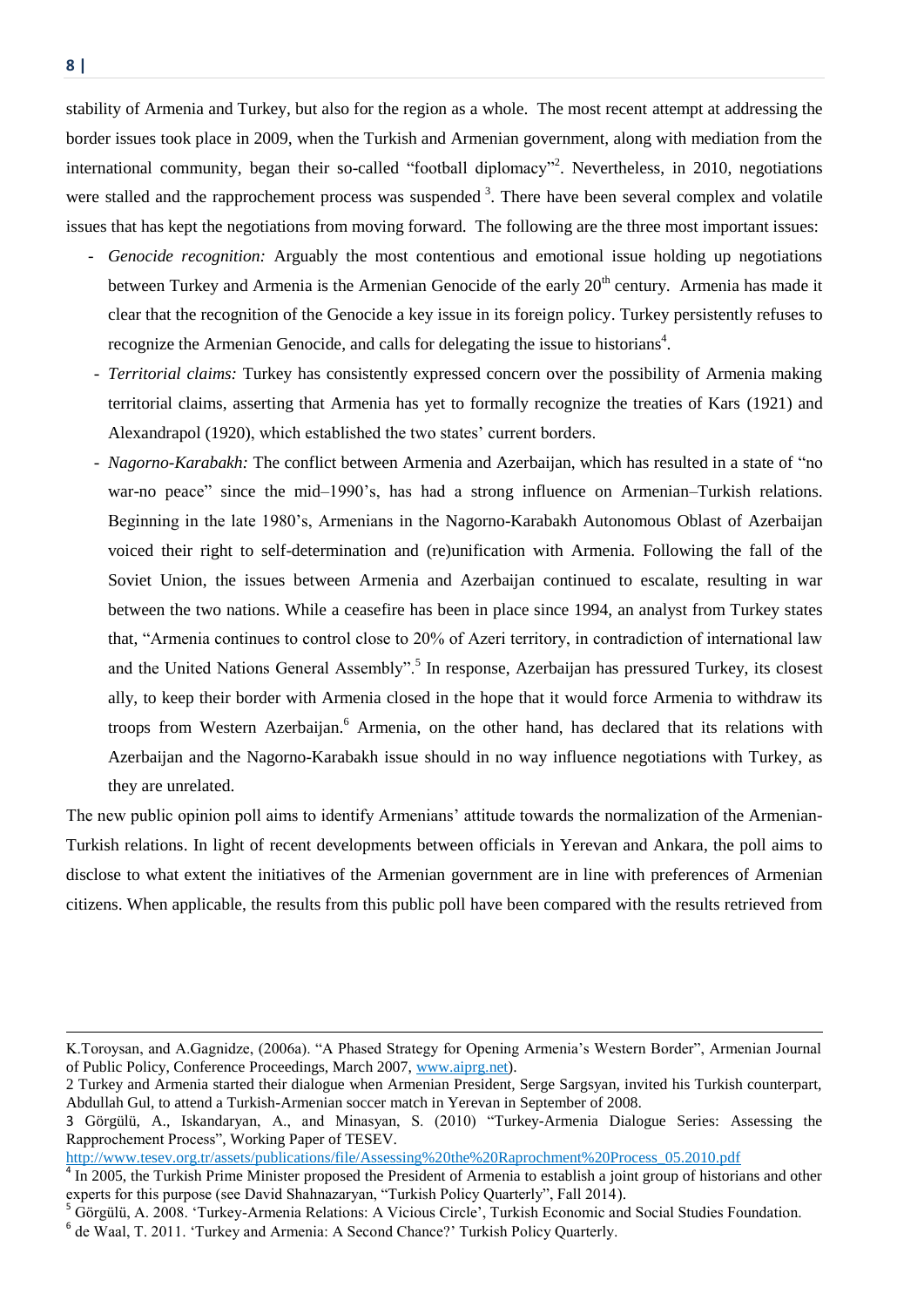stability of Armenia and Turkey, but also for the region as a whole. The most recent attempt at addressing the border issues took place in 2009, when the Turkish and Armenian government, along with mediation from the international community, began their so-called "football diplomacy"[2]. Nevertheless, in 2010, negotiations were stalled and the rapprochement process was suspended [3]. There have been several complex and volatile issues that has kept the negotiations from moving forward. The following are the three most important issues:

- *Genocide recognition:* Arguably the most contentious and emotional issue holding up negotiations between Turkey and Armenia is the Armenian Genocide of the early 20[th] century. Armenia has made it clear that the recognition of the Genocide a key issue in its foreign policy. Turkey persistently refuses to recognize the Armenian Genocide, and calls for delegating the issue to historians[4].
- *Territorial claims:* Turkey has consistently expressed concern over the possibility of Armenia making territorial claims, asserting that Armenia has yet to formally recognize the treaties of Kars (1921) and Alexandrapol (1920), which established the two states' current borders.
- *Nagorno-Karabakh:* The conflict between Armenia and Azerbaijan, which has resulted in a state of "no war-no peace" since the mid–1990's, has had a strong influence on Armenian–Turkish relations. Beginning in the late 1980's, Armenians in the Nagorno-Karabakh Autonomous Oblast of Azerbaijan voiced their right to self-determination and (re)unification with Armenia. Following the fall of the Soviet Union, the issues between Armenia and Azerbaijan continued to escalate, resulting in war between the two nations. While a ceasefire has been in place since 1994, an analyst from Turkey states that, "Armenia continues to control close to 20% of Azeri territory, in contradiction of international law and the United Nations General Assembly".[5] In response, Azerbaijan has pressured Turkey, its closest ally, to keep their border with Armenia closed in the hope that it would force Armenia to withdraw its troops from Western Azerbaijan.[6] Armenia, on the other hand, has declared that its relations with Azerbaijan and the Nagorno-Karabakh issue should in no way influence negotiations with Turkey, as they are unrelated.

The new public opinion poll aims to identify Armenians' attitude towards the normalization of the Armenian-Turkish relations. In light of recent developments between officials in Yerevan and Ankara, the poll aims to disclose to what extent the initiatives of the Armenian government are in line with preferences of Armenian citizens. When applicable, the results from this public poll have been compared with the results retrieved from

---

K.Toroysan, and A.Gagnidze, (2006a). "A Phased Strategy for Opening Armenia's Western Border", Armenian Journal of Public Policy, Conference Proceedings, March 2007, www.aiprg.net).

2 Turkey and Armenia started their dialogue when Armenian President, Serge Sargsyan, invited his Turkish counterpart, Abdullah Gul, to attend a Turkish-Armenian soccer match in Yerevan in September of 2008.

3 Görgülü, A., Iskandaryan, A., and Minasyan, S. (2010) "Turkey-Armenia Dialogue Series: Assessing the Rapprochement Process", Working Paper of TESEV. http://www.tesev.org.tr/assets/publications/file/Assessing%20the%20Raprochment%20Process_05.2010.pdf

4 In 2005, the Turkish Prime Minister proposed the President of Armenia to establish a joint group of historians and other experts for this purpose (see David Shahnazaryan, "Turkish Policy Quarterly", Fall 2014).

5 Görgülü, A. 2008. 'Turkey-Armenia Relations: A Vicious Circle', Turkish Economic and Social Studies Foundation.

6 de Waal, T. 2011. 'Turkey and Armenia: A Second Chance?' Turkish Policy Quarterly.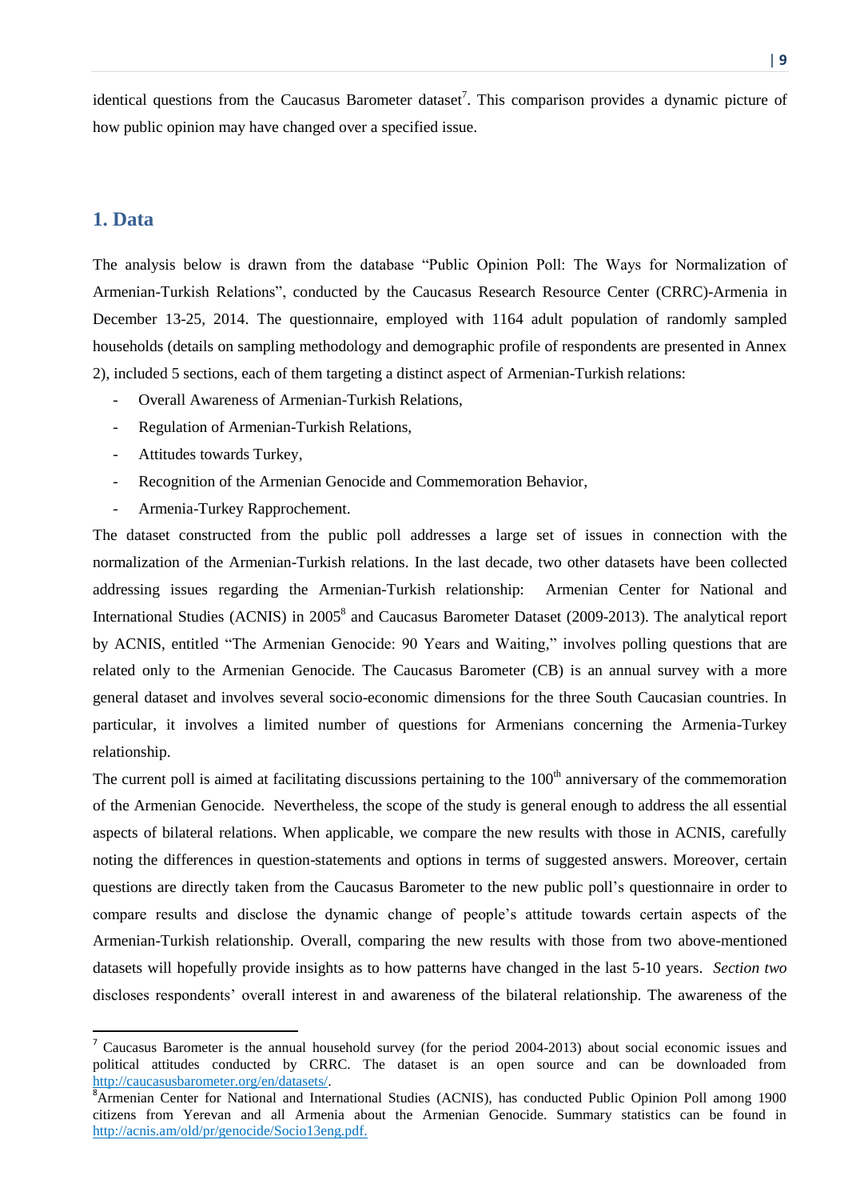identical questions from the Caucasus Barometer dataset[7]. This comparison provides a dynamic picture of how public opinion may have changed over a specified issue.

## 1. Data

The analysis below is drawn from the database "Public Opinion Poll: The Ways for Normalization of Armenian-Turkish Relations", conducted by the Caucasus Research Resource Center (CRRC)-Armenia in December 13-25, 2014. The questionnaire, employed with 1164 adult population of randomly sampled households (details on sampling methodology and demographic profile of respondents are presented in Annex 2), included 5 sections, each of them targeting a distinct aspect of Armenian-Turkish relations:

- Overall Awareness of Armenian-Turkish Relations,
- Regulation of Armenian-Turkish Relations,
- Attitudes towards Turkey,
- Recognition of the Armenian Genocide and Commemoration Behavior,
- Armenia-Turkey Rapprochement.

The dataset constructed from the public poll addresses a large set of issues in connection with the normalization of the Armenian-Turkish relations. In the last decade, two other datasets have been collected addressing issues regarding the Armenian-Turkish relationship: Armenian Center for National and International Studies (ACNIS) in 2005[8] and Caucasus Barometer Dataset (2009-2013). The analytical report by ACNIS, entitled "The Armenian Genocide: 90 Years and Waiting," involves polling questions that are related only to the Armenian Genocide. The Caucasus Barometer (CB) is an annual survey with a more general dataset and involves several socio-economic dimensions for the three South Caucasian countries. In particular, it involves a limited number of questions for Armenians concerning the Armenia-Turkey relationship.

The current poll is aimed at facilitating discussions pertaining to the 100th anniversary of the commemoration of the Armenian Genocide. Nevertheless, the scope of the study is general enough to address the all essential aspects of bilateral relations. When applicable, we compare the new results with those in ACNIS, carefully noting the differences in question-statements and options in terms of suggested answers. Moreover, certain questions are directly taken from the Caucasus Barometer to the new public poll's questionnaire in order to compare results and disclose the dynamic change of people's attitude towards certain aspects of the Armenian-Turkish relationship. Overall, comparing the new results with those from two above-mentioned datasets will hopefully provide insights as to how patterns have changed in the last 5-10 years. *Section two* discloses respondents' overall interest in and awareness of the bilateral relationship. The awareness of the

---

[7] Caucasus Barometer is the annual household survey (for the period 2004-2013) about social economic issues and political attitudes conducted by CRRC. The dataset is an open source and can be downloaded from http://caucasusbarometer.org/en/datasets/.

[8] Armenian Center for National and International Studies (ACNIS), has conducted Public Opinion Poll among 1900 citizens from Yerevan and all Armenia about the Armenian Genocide. Summary statistics can be found in http://acnis.am/old/pr/genocide/Socio13eng.pdf.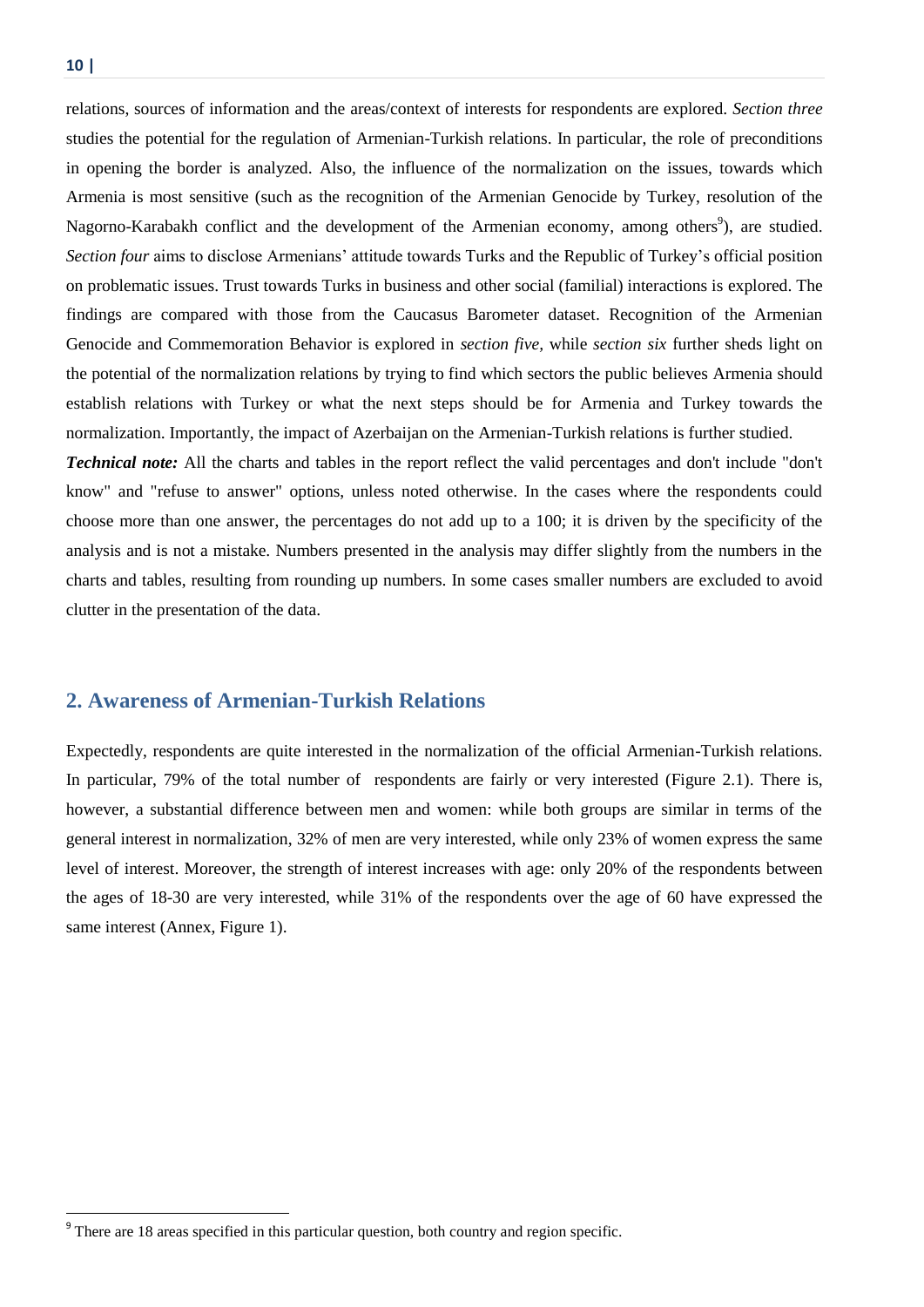relations, sources of information and the areas/context of interests for respondents are explored. *Section three* studies the potential for the regulation of Armenian-Turkish relations. In particular, the role of preconditions in opening the border is analyzed. Also, the influence of the normalization on the issues, towards which Armenia is most sensitive (such as the recognition of the Armenian Genocide by Turkey, resolution of the Nagorno-Karabakh conflict and the development of the Armenian economy, among others[9]), are studied. *Section four* aims to disclose Armenians' attitude towards Turks and the Republic of Turkey's official position on problematic issues. Trust towards Turks in business and other social (familial) interactions is explored. The findings are compared with those from the Caucasus Barometer dataset. Recognition of the Armenian Genocide and Commemoration Behavior is explored in *section five,* while *section six* further sheds light on the potential of the normalization relations by trying to find which sectors the public believes Armenia should establish relations with Turkey or what the next steps should be for Armenia and Turkey towards the normalization. Importantly, the impact of Azerbaijan on the Armenian-Turkish relations is further studied.

***Technical note:*** All the charts and tables in the report reflect the valid percentages and don't include "don't know" and "refuse to answer" options, unless noted otherwise. In the cases where the respondents could choose more than one answer, the percentages do not add up to a 100; it is driven by the specificity of the analysis and is not a mistake. Numbers presented in the analysis may differ slightly from the numbers in the charts and tables, resulting from rounding up numbers. In some cases smaller numbers are excluded to avoid clutter in the presentation of the data.

## 2. Awareness of Armenian-Turkish Relations

Expectedly, respondents are quite interested in the normalization of the official Armenian-Turkish relations. In particular, 79% of the total number of respondents are fairly or very interested (Figure 2.1). There is, however, a substantial difference between men and women: while both groups are similar in terms of the general interest in normalization, 32% of men are very interested, while only 23% of women express the same level of interest. Moreover, the strength of interest increases with age: only 20% of the respondents between the ages of 18-30 are very interested, while 31% of the respondents over the age of 60 have expressed the same interest (Annex, Figure 1).

[9] There are 18 areas specified in this particular question, both country and region specific.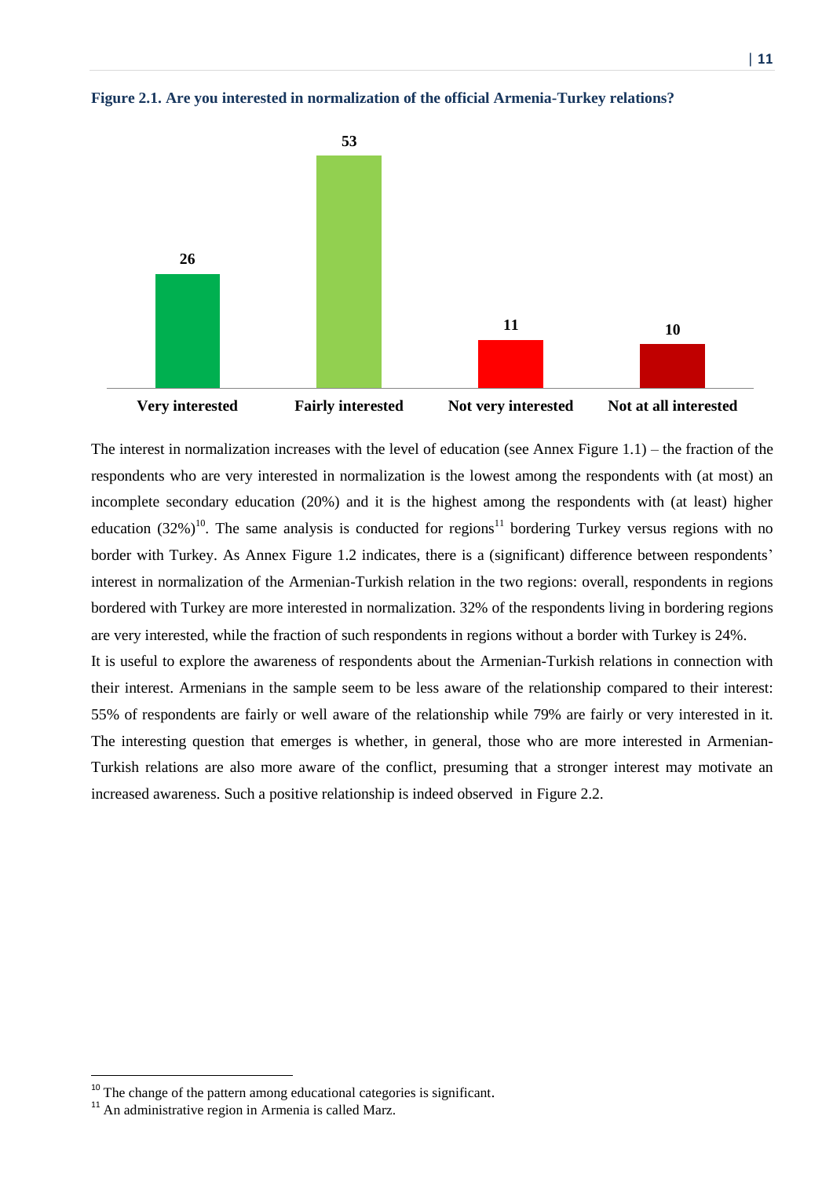**Figure 2.1. Are you interested in normalization of the official Armenia-Turkey relations?**

| Very interested | Fairly interested | Not very interested | Not at all interested |
|---|---|---|---|
| 26 | 53 | 11 | 10 |

The interest in normalization increases with the level of education (see Annex Figure 1.1) – the fraction of the respondents who are very interested in normalization is the lowest among the respondents with (at most) an incomplete secondary education (20%) and it is the highest among the respondents with (at least) higher education (32%)[10]. The same analysis is conducted for regions[11] bordering Turkey versus regions with no border with Turkey. As Annex Figure 1.2 indicates, there is a (significant) difference between respondents' interest in normalization of the Armenian-Turkish relation in the two regions: overall, respondents in regions bordered with Turkey are more interested in normalization. 32% of the respondents living in bordering regions are very interested, while the fraction of such respondents in regions without a border with Turkey is 24%.

It is useful to explore the awareness of respondents about the Armenian-Turkish relations in connection with their interest. Armenians in the sample seem to be less aware of the relationship compared to their interest: 55% of respondents are fairly or well aware of the relationship while 79% are fairly or very interested in it. The interesting question that emerges is whether, in general, those who are more interested in Armenian-Turkish relations are also more aware of the conflict, presuming that a stronger interest may motivate an increased awareness. Such a positive relationship is indeed observed in Figure 2.2.

[10] The change of the pattern among educational categories is significant.

[11] An administrative region in Armenia is called Marz.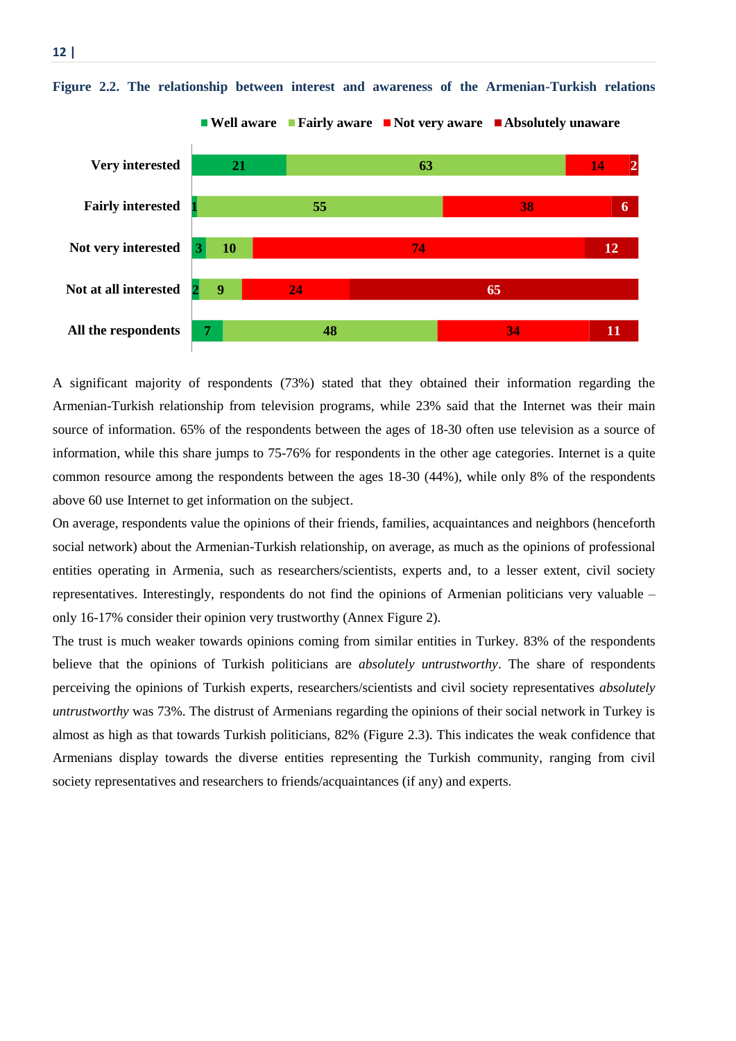**Figure 2.2. The relationship between interest and awareness of the Armenian-Turkish relations**

| | Well aware | Fairly aware | Not very aware | Absolutely unaware |
|---|---|---|---|---|
| Very interested | 21 | 63 | 14 | 2 |
| Fairly interested | 1 | 55 | 38 | 6 |
| Not very interested | 3 | 10 | 74 | 12 |
| Not at all interested | 2 | 9 | 24 | 65 |
| All the respondents | 7 | 48 | 34 | 11 |

A significant majority of respondents (73%) stated that they obtained their information regarding the Armenian-Turkish relationship from television programs, while 23% said that the Internet was their main source of information. 65% of the respondents between the ages of 18-30 often use television as a source of information, while this share jumps to 75-76% for respondents in the other age categories. Internet is a quite common resource among the respondents between the ages 18-30 (44%), while only 8% of the respondents above 60 use Internet to get information on the subject.

On average, respondents value the opinions of their friends, families, acquaintances and neighbors (henceforth social network) about the Armenian-Turkish relationship, on average, as much as the opinions of professional entities operating in Armenia, such as researchers/scientists, experts and, to a lesser extent, civil society representatives. Interestingly, respondents do not find the opinions of Armenian politicians very valuable – only 16-17% consider their opinion very trustworthy (Annex Figure 2).

The trust is much weaker towards opinions coming from similar entities in Turkey. 83% of the respondents believe that the opinions of Turkish politicians are *absolutely untrustworthy*. The share of respondents perceiving the opinions of Turkish experts, researchers/scientists and civil society representatives *absolutely untrustworthy* was 73%. The distrust of Armenians regarding the opinions of their social network in Turkey is almost as high as that towards Turkish politicians, 82% (Figure 2.3). This indicates the weak confidence that Armenians display towards the diverse entities representing the Turkish community, ranging from civil society representatives and researchers to friends/acquaintances (if any) and experts.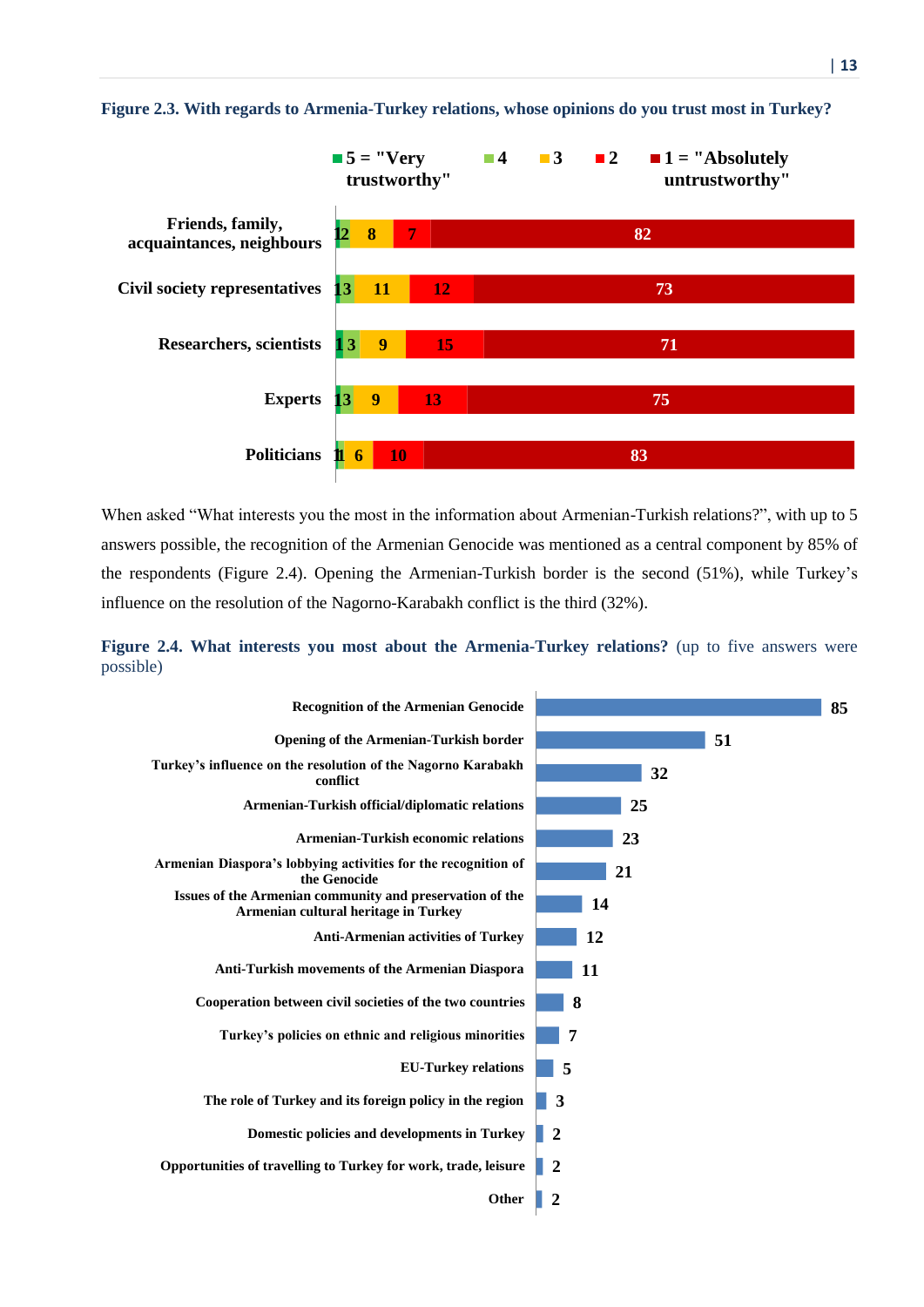**Figure 2.3. With regards to Armenia-Turkey relations, whose opinions do you trust most in Turkey?**

| | 5 = "Very trustworthy" | 4 | 3 | 2 | 1 = "Absolutely untrustworthy" |
|---|---|---|---|---|---|
| Friends, family, acquaintances, neighbours | 1 | 2 | 8 | 7 | 82 |
| Civil society representatives | 1 | 3 | 11 | 12 | 73 |
| Researchers, scientists | 1 | 3 | 9 | 15 | 71 |
| Experts | 1 | 3 | 9 | 13 | 75 |
| Politicians | 1 | 1 | 6 | 10 | 83 |

When asked "What interests you the most in the information about Armenian-Turkish relations?", with up to 5 answers possible, the recognition of the Armenian Genocide was mentioned as a central component by 85% of the respondents (Figure 2.4). Opening the Armenian-Turkish border is the second (51%), while Turkey's influence on the resolution of the Nagorno-Karabakh conflict is the third (32%).

**Figure 2.4. What interests you most about the Armenia-Turkey relations?** (up to five answers were possible)

| | % |
|---|---|
| Recognition of the Armenian Genocide | 85 |
| Opening of the Armenian-Turkish border | 51 |
| Turkey's influence on the resolution of the Nagorno Karabakh conflict | 32 |
| Armenian-Turkish official/diplomatic relations | 25 |
| Armenian-Turkish economic relations | 23 |
| Armenian Diaspora's lobbying activities for the recognition of the Genocide | 21 |
| Issues of the Armenian community and preservation of the Armenian cultural heritage in Turkey | 14 |
| Anti-Armenian activities of Turkey | 12 |
| Anti-Turkish movements of the Armenian Diaspora | 11 |
| Cooperation between civil societies of the two countries | 8 |
| Turkey's policies on ethnic and religious minorities | 7 |
| EU-Turkey relations | 5 |
| The role of Turkey and its foreign policy in the region | 3 |
| Domestic policies and developments in Turkey | 2 |
| Opportunities of travelling to Turkey for work, trade, leisure | 2 |
| Other | 2 |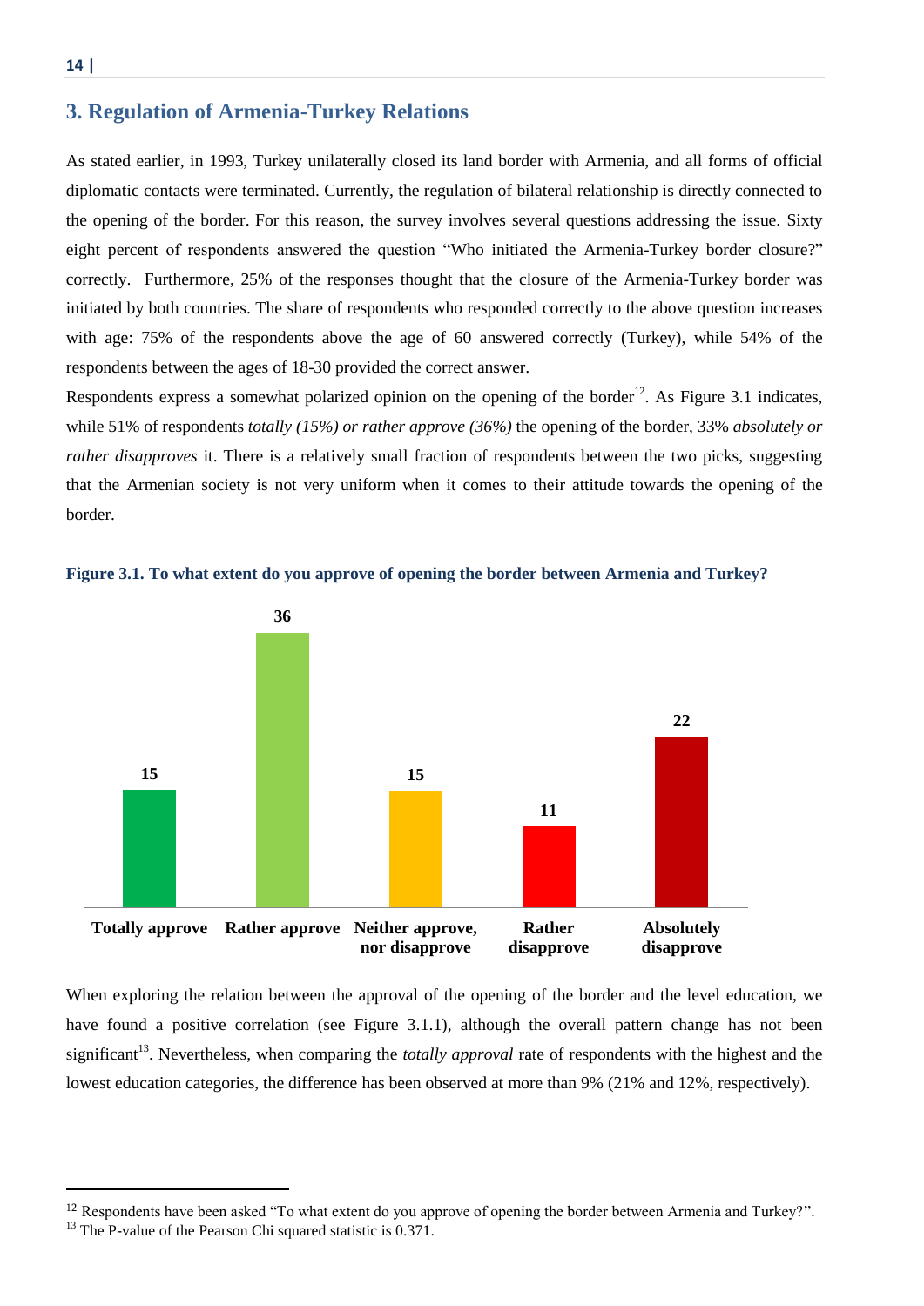## 3. Regulation of Armenia-Turkey Relations

As stated earlier, in 1993, Turkey unilaterally closed its land border with Armenia, and all forms of official diplomatic contacts were terminated. Currently, the regulation of bilateral relationship is directly connected to the opening of the border. For this reason, the survey involves several questions addressing the issue. Sixty eight percent of respondents answered the question "Who initiated the Armenia-Turkey border closure?" correctly. Furthermore, 25% of the responses thought that the closure of the Armenia-Turkey border was initiated by both countries. The share of respondents who responded correctly to the above question increases with age: 75% of the respondents above the age of 60 answered correctly (Turkey), while 54% of the respondents between the ages of 18-30 provided the correct answer.

Respondents express a somewhat polarized opinion on the opening of the border[12]. As Figure 3.1 indicates, while 51% of respondents *totally (15%) or rather approve (36%)* the opening of the border, 33% *absolutely or rather disapproves* it. There is a relatively small fraction of respondents between the two picks, suggesting that the Armenian society is not very uniform when it comes to their attitude towards the opening of the border.

**Figure 3.1. To what extent do you approve of opening the border between Armenia and Turkey?**

| Totally approve | Rather approve | Neither approve, nor disapprove | Rather disapprove | Absolutely disapprove |
|---|---|---|---|---|
| 15 | 36 | 15 | 11 | 22 |

When exploring the relation between the approval of the opening of the border and the level education, we have found a positive correlation (see Figure 3.1.1), although the overall pattern change has not been significant[13]. Nevertheless, when comparing the *totally approval* rate of respondents with the highest and the lowest education categories, the difference has been observed at more than 9% (21% and 12%, respectively).

---

[12] Respondents have been asked "To what extent do you approve of opening the border between Armenia and Turkey?".

[13] The P-value of the Pearson Chi squared statistic is 0.371.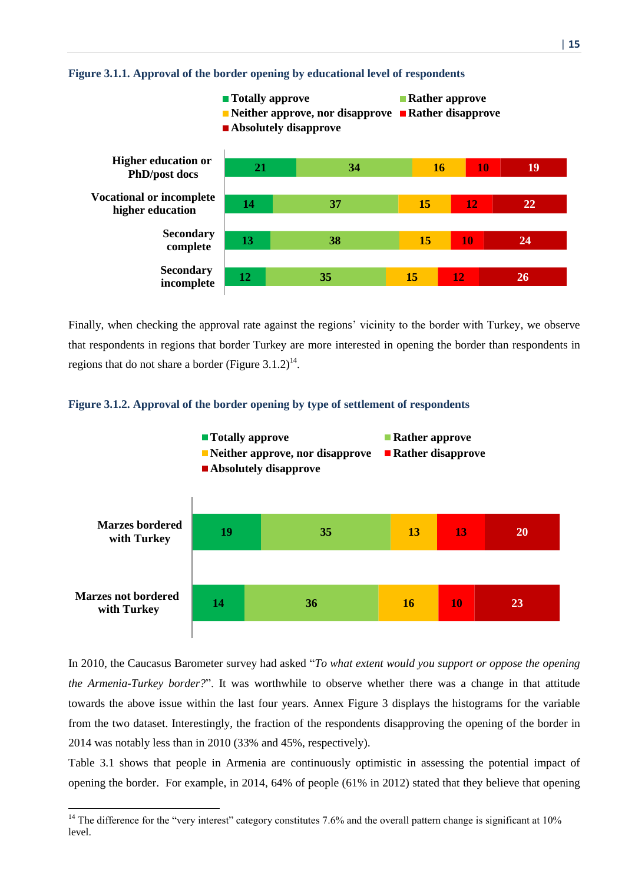**Figure 3.1.1. Approval of the border opening by educational level of respondents**

| | Totally approve | Rather approve | Neither approve, nor disapprove | Rather disapprove | Absolutely disapprove |
|---|---|---|---|---|---|
| Higher education or PhD/post docs | 21 | 34 | 16 | 10 | 19 |
| Vocational or incomplete higher education | 14 | 37 | 15 | 12 | 22 |
| Secondary complete | 13 | 38 | 15 | 10 | 24 |
| Secondary incomplete | 12 | 35 | 15 | 12 | 26 |

Finally, when checking the approval rate against the regions' vicinity to the border with Turkey, we observe that respondents in regions that border Turkey are more interested in opening the border than respondents in regions that do not share a border (Figure 3.1.2)[14].

**Figure 3.1.2. Approval of the border opening by type of settlement of respondents**

| | Totally approve | Rather approve | Neither approve, nor disapprove | Rather disapprove | Absolutely disapprove |
|---|---|---|---|---|---|
| Marzes bordered with Turkey | 19 | 35 | 13 | 13 | 20 |
| Marzes not bordered with Turkey | 14 | 36 | 16 | 10 | 23 |

In 2010, the Caucasus Barometer survey had asked "*To what extent would you support or oppose the opening the Armenia-Turkey border?*". It was worthwhile to observe whether there was a change in that attitude towards the above issue within the last four years. Annex Figure 3 displays the histograms for the variable from the two dataset. Interestingly, the fraction of the respondents disapproving the opening of the border in 2014 was notably less than in 2010 (33% and 45%, respectively).

Table 3.1 shows that people in Armenia are continuously optimistic in assessing the potential impact of opening the border. For example, in 2014, 64% of people (61% in 2012) stated that they believe that opening

---

[14] The difference for the "very interest" category constitutes 7.6% and the overall pattern change is significant at 10% level.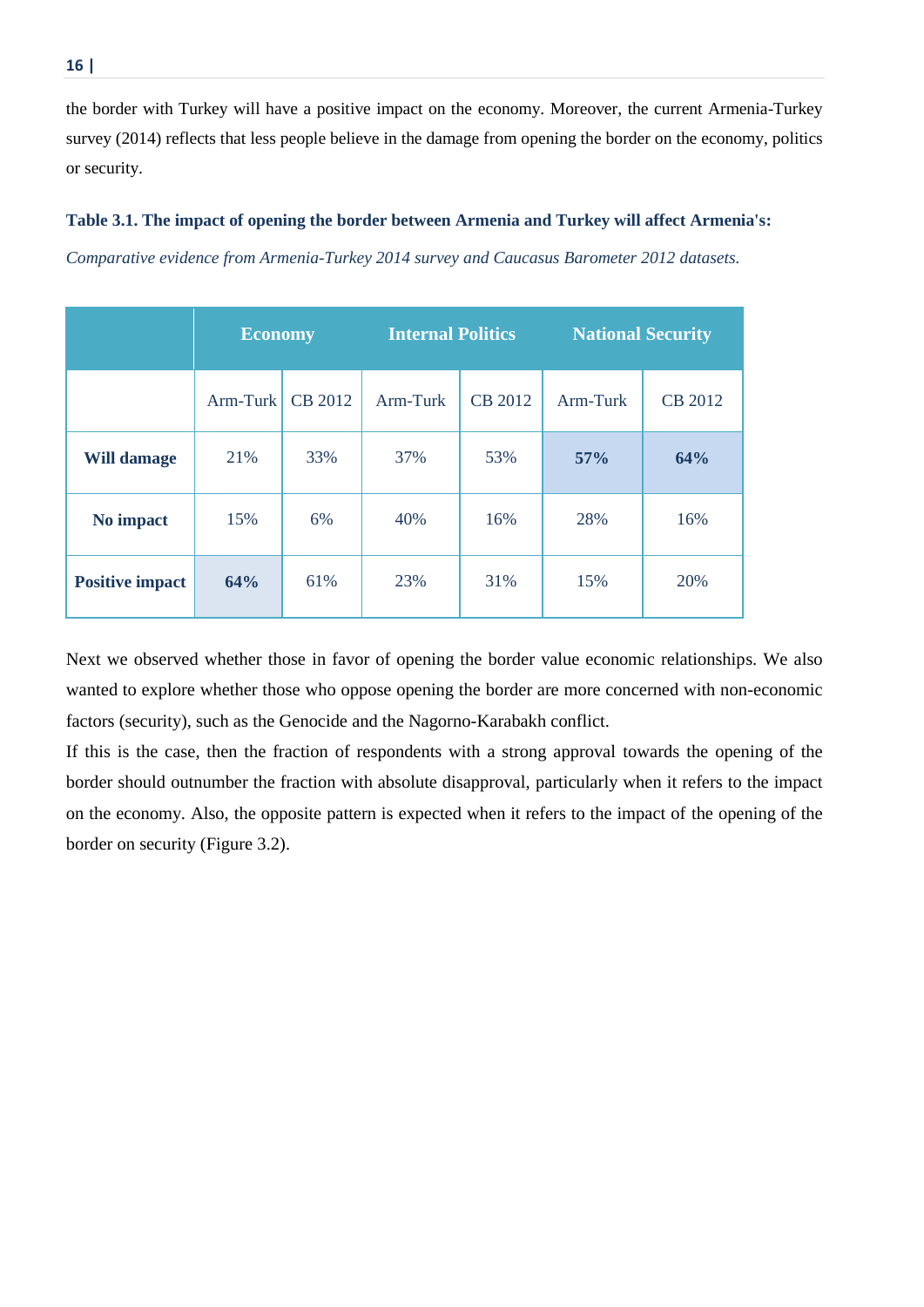the border with Turkey will have a positive impact on the economy. Moreover, the current Armenia-Turkey survey (2014) reflects that less people believe in the damage from opening the border on the economy, politics or security.

**Table 3.1. The impact of opening the border between Armenia and Turkey will affect Armenia's:**

*Comparative evidence from Armenia-Turkey 2014 survey and Caucasus Barometer 2012 datasets.*

| | Economy | | Internal Politics | | National Security | |
|---|---|---|---|---|---|---|
| | Arm-Turk | CB 2012 | Arm-Turk | CB 2012 | Arm-Turk | CB 2012 |
| **Will damage** | 21% | 33% | 37% | 53% | **57%** | **64%** |
| **No impact** | 15% | 6% | 40% | 16% | 28% | 16% |
| **Positive impact** | **64%** | 61% | 23% | 31% | 15% | 20% |

Next we observed whether those in favor of opening the border value economic relationships. We also wanted to explore whether those who oppose opening the border are more concerned with non-economic factors (security), such as the Genocide and the Nagorno-Karabakh conflict.

If this is the case, then the fraction of respondents with a strong approval towards the opening of the border should outnumber the fraction with absolute disapproval, particularly when it refers to the impact on the economy. Also, the opposite pattern is expected when it refers to the impact of the opening of the border on security (Figure 3.2).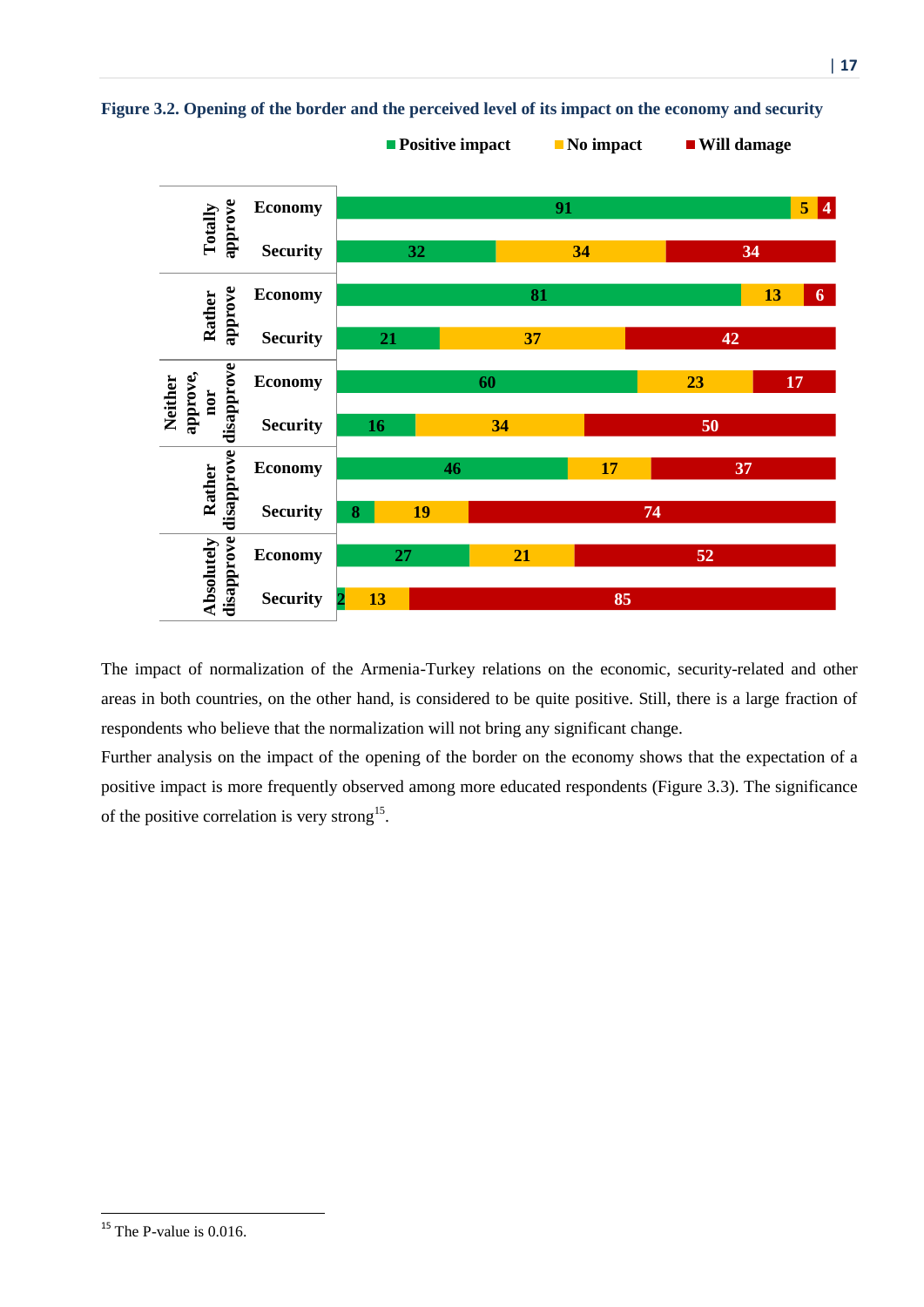**Figure 3.2. Opening of the border and the perceived level of its impact on the economy and security**

| | | Positive impact | No impact | Will damage |
|---|---|---|---|---|
| Totally approve | Economy | 91 | 5 | 4 |
| | Security | 32 | 34 | 34 |
| Rather approve | Economy | 81 | 13 | 6 |
| | Security | 21 | 37 | 42 |
| Neither approve, nor disapprove | Economy | 60 | 23 | 17 |
| | Security | 16 | 34 | 50 |
| Rather disapprove | Economy | 46 | 17 | 37 |
| | Security | 8 | 19 | 74 |
| Absolutely disapprove | Economy | 27 | 21 | 52 |
| | Security | 2 | 13 | 85 |

The impact of normalization of the Armenia-Turkey relations on the economic, security-related and other areas in both countries, on the other hand, is considered to be quite positive. Still, there is a large fraction of respondents who believe that the normalization will not bring any significant change.

Further analysis on the impact of the opening of the border on the economy shows that the expectation of a positive impact is more frequently observed among more educated respondents (Figure 3.3). The significance of the positive correlation is very strong[15].

[15] The P-value is 0.016.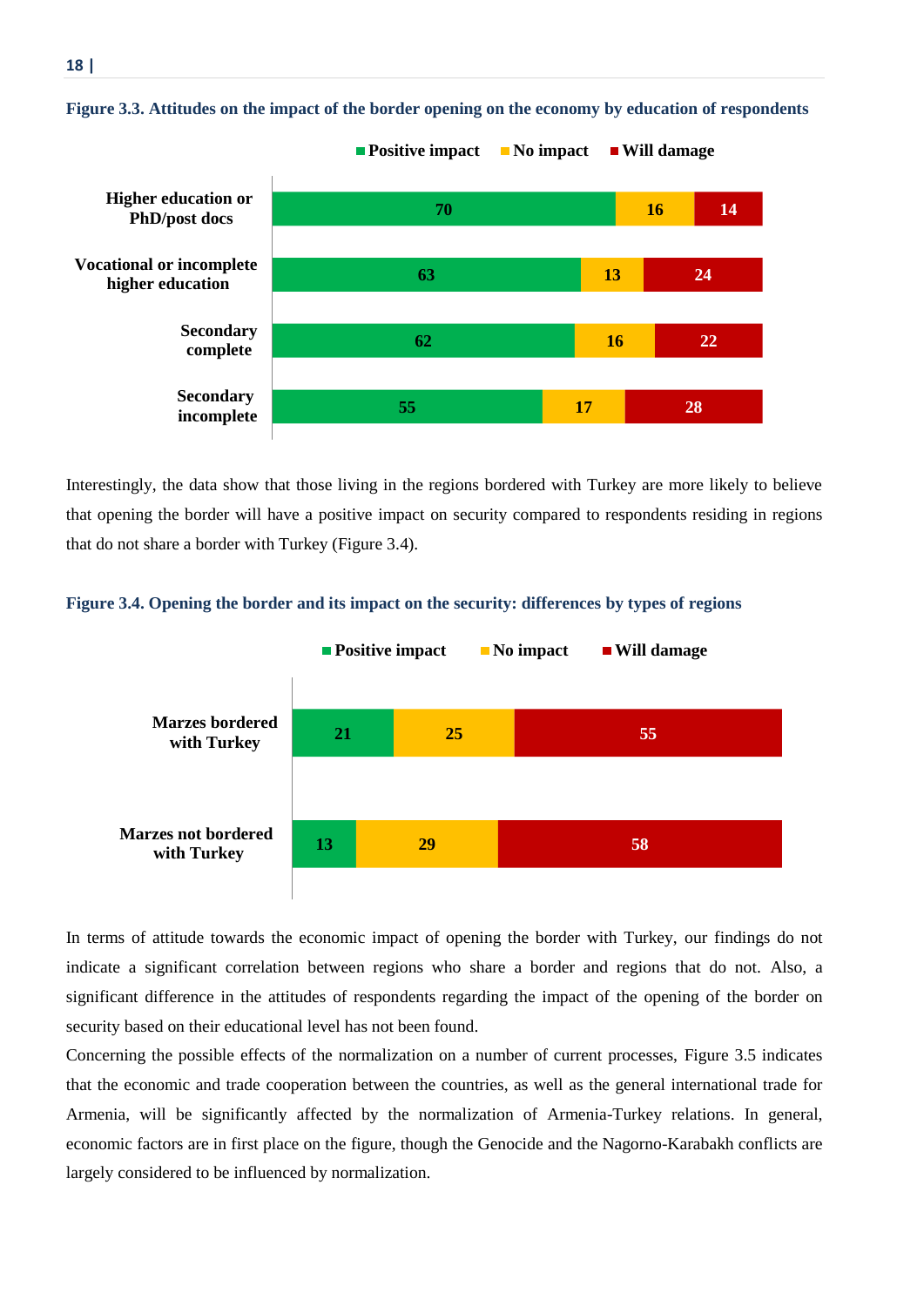**Figure 3.3. Attitudes on the impact of the border opening on the economy by education of respondents**

| | Positive impact | No impact | Will damage |
|---|---|---|---|
| Higher education or PhD/post docs | 70 | 16 | 14 |
| Vocational or incomplete higher education | 63 | 13 | 24 |
| Secondary complete | 62 | 16 | 22 |
| Secondary incomplete | 55 | 17 | 28 |

Interestingly, the data show that those living in the regions bordered with Turkey are more likely to believe that opening the border will have a positive impact on security compared to respondents residing in regions that do not share a border with Turkey (Figure 3.4).

**Figure 3.4. Opening the border and its impact on the security: differences by types of regions**

| | Positive impact | No impact | Will damage |
|---|---|---|---|
| Marzes bordered with Turkey | 21 | 25 | 55 |
| Marzes not bordered with Turkey | 13 | 29 | 58 |

In terms of attitude towards the economic impact of opening the border with Turkey, our findings do not indicate a significant correlation between regions who share a border and regions that do not. Also, a significant difference in the attitudes of respondents regarding the impact of the opening of the border on security based on their educational level has not been found.

Concerning the possible effects of the normalization on a number of current processes, Figure 3.5 indicates that the economic and trade cooperation between the countries, as well as the general international trade for Armenia, will be significantly affected by the normalization of Armenia-Turkey relations. In general, economic factors are in first place on the figure, though the Genocide and the Nagorno-Karabakh conflicts are largely considered to be influenced by normalization.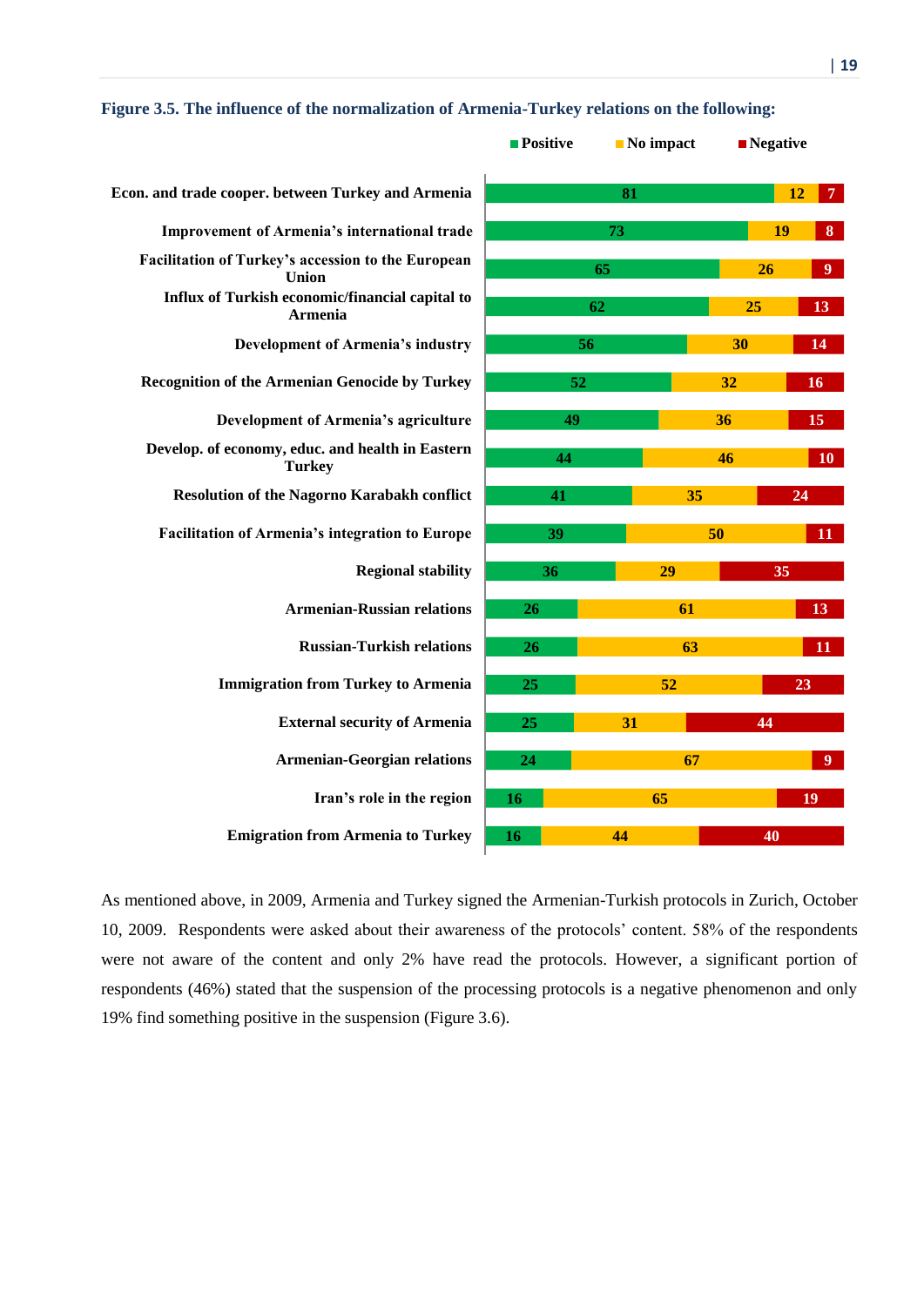**Figure 3.5. The influence of the normalization of Armenia-Turkey relations on the following:**

| | Positive | No impact | Negative |
|---|---|---|---|
| Econ. and trade cooper. between Turkey and Armenia | 81 | 12 | 7 |
| Improvement of Armenia's international trade | 73 | 19 | 8 |
| Facilitation of Turkey's accession to the European Union | 65 | 26 | 9 |
| Influx of Turkish economic/financial capital to Armenia | 62 | 25 | 13 |
| Development of Armenia's industry | 56 | 30 | 14 |
| Recognition of the Armenian Genocide by Turkey | 52 | 32 | 16 |
| Development of Armenia's agriculture | 49 | 36 | 15 |
| Develop. of economy, educ. and health in Eastern Turkey | 44 | 46 | 10 |
| Resolution of the Nagorno Karabakh conflict | 41 | 35 | 24 |
| Facilitation of Armenia's integration to Europe | 39 | 50 | 11 |
| Regional stability | 36 | 29 | 35 |
| Armenian-Russian relations | 26 | 61 | 13 |
| Russian-Turkish relations | 26 | 63 | 11 |
| Immigration from Turkey to Armenia | 25 | 52 | 23 |
| External security of Armenia | 25 | 31 | 44 |
| Armenian-Georgian relations | 24 | 67 | 9 |
| Iran's role in the region | 16 | 65 | 19 |
| Emigration from Armenia to Turkey | 16 | 44 | 40 |

As mentioned above, in 2009, Armenia and Turkey signed the Armenian-Turkish protocols in Zurich, October 10, 2009. Respondents were asked about their awareness of the protocols' content. 58% of the respondents were not aware of the content and only 2% have read the protocols. However, a significant portion of respondents (46%) stated that the suspension of the processing protocols is a negative phenomenon and only 19% find something positive in the suspension (Figure 3.6).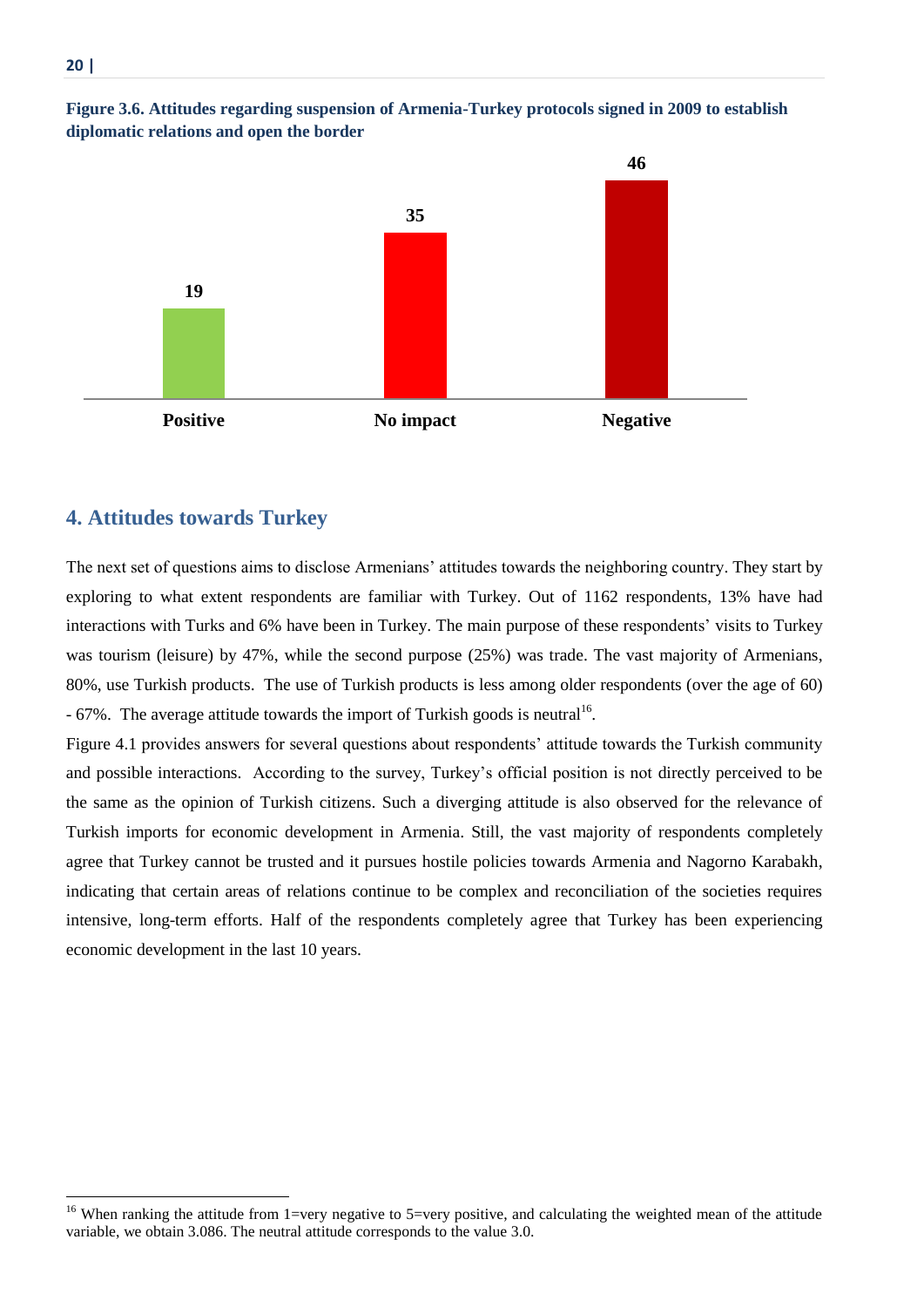**Figure 3.6. Attitudes regarding suspension of Armenia-Turkey protocols signed in 2009 to establish diplomatic relations and open the border**

| Positive | No impact | Negative |
|---|---|---|
| 19 | 35 | 46 |

## 4. Attitudes towards Turkey

The next set of questions aims to disclose Armenians' attitudes towards the neighboring country. They start by exploring to what extent respondents are familiar with Turkey. Out of 1162 respondents, 13% have had interactions with Turks and 6% have been in Turkey. The main purpose of these respondents' visits to Turkey was tourism (leisure) by 47%, while the second purpose (25%) was trade. The vast majority of Armenians, 80%, use Turkish products. The use of Turkish products is less among older respondents (over the age of 60) - 67%. The average attitude towards the import of Turkish goods is neutral[16].

Figure 4.1 provides answers for several questions about respondents' attitude towards the Turkish community and possible interactions. According to the survey, Turkey's official position is not directly perceived to be the same as the opinion of Turkish citizens. Such a diverging attitude is also observed for the relevance of Turkish imports for economic development in Armenia. Still, the vast majority of respondents completely agree that Turkey cannot be trusted and it pursues hostile policies towards Armenia and Nagorno Karabakh, indicating that certain areas of relations continue to be complex and reconciliation of the societies requires intensive, long-term efforts. Half of the respondents completely agree that Turkey has been experiencing economic development in the last 10 years.

[16] When ranking the attitude from 1=very negative to 5=very positive, and calculating the weighted mean of the attitude variable, we obtain 3.086. The neutral attitude corresponds to the value 3.0.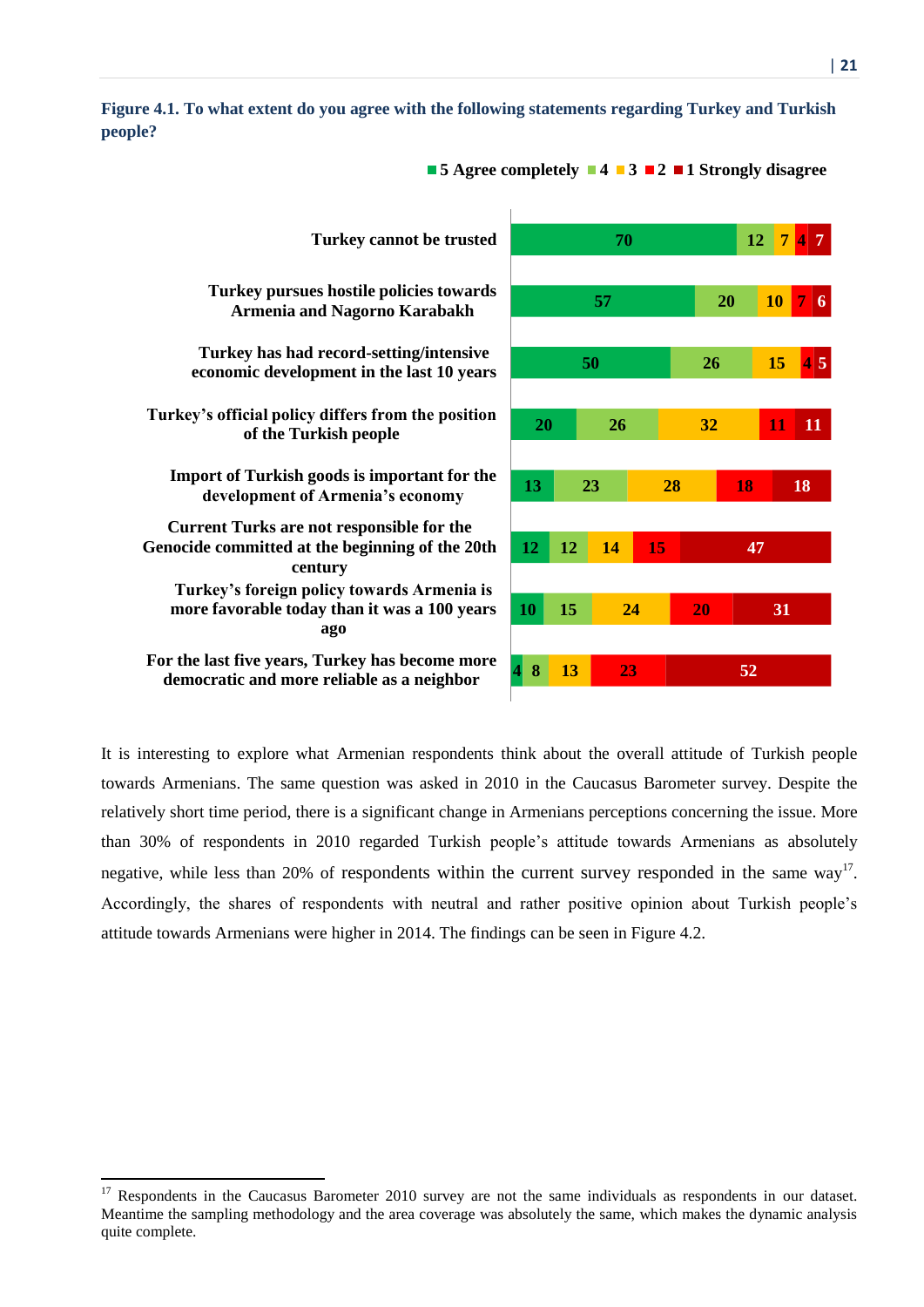**Figure 4.1. To what extent do you agree with the following statements regarding Turkey and Turkish people?**

| Statement | 5 Agree completely | 4 | 3 | 2 | 1 Strongly disagree |
|---|---|---|---|---|---|
| Turkey cannot be trusted | 70 | 12 | 7 | 4 | 7 |
| Turkey pursues hostile policies towards Armenia and Nagorno Karabakh | 57 | 20 | 10 | 7 | 6 |
| Turkey has had record-setting/intensive economic development in the last 10 years | 50 | 26 | 15 | 4 | 5 |
| Turkey's official policy differs from the position of the Turkish people | 20 | 26 | 32 | 11 | 11 |
| Import of Turkish goods is important for the development of Armenia's economy | 13 | 23 | 28 | 18 | 18 |
| Current Turks are not responsible for the Genocide committed at the beginning of the 20th century | 12 | 12 | 14 | 15 | 47 |
| Turkey's foreign policy towards Armenia is more favorable today than it was a 100 years ago | 10 | 15 | 24 | 20 | 31 |
| For the last five years, Turkey has become more democratic and more reliable as a neighbor | 4 | 8 | 13 | 23 | 52 |

It is interesting to explore what Armenian respondents think about the overall attitude of Turkish people towards Armenians. The same question was asked in 2010 in the Caucasus Barometer survey. Despite the relatively short time period, there is a significant change in Armenians perceptions concerning the issue. More than 30% of respondents in 2010 regarded Turkish people's attitude towards Armenians as absolutely negative, while less than 20% of respondents within the current survey responded in the same way[17]. Accordingly, the shares of respondents with neutral and rather positive opinion about Turkish people's attitude towards Armenians were higher in 2014. The findings can be seen in Figure 4.2.

[17] Respondents in the Caucasus Barometer 2010 survey are not the same individuals as respondents in our dataset. Meantime the sampling methodology and the area coverage was absolutely the same, which makes the dynamic analysis quite complete.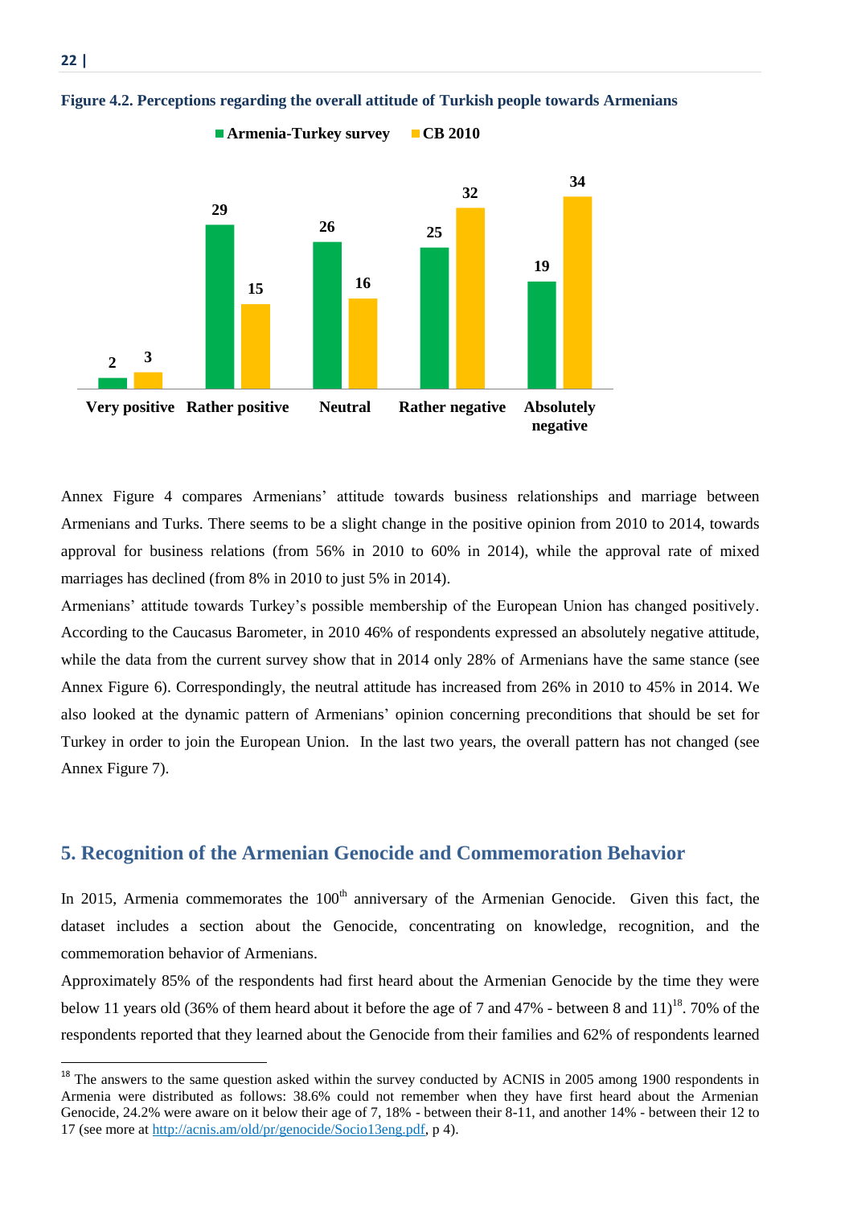**Figure 4.2. Perceptions regarding the overall attitude of Turkish people towards Armenians**

| | Armenia-Turkey survey | CB 2010 |
|---|---|---|
| Very positive | 2 | 3 |
| Rather positive | 29 | 15 |
| Neutral | 26 | 16 |
| Rather negative | 25 | 32 |
| Absolutely negative | 19 | 34 |

Annex Figure 4 compares Armenians' attitude towards business relationships and marriage between Armenians and Turks. There seems to be a slight change in the positive opinion from 2010 to 2014, towards approval for business relations (from 56% in 2010 to 60% in 2014), while the approval rate of mixed marriages has declined (from 8% in 2010 to just 5% in 2014).

Armenians' attitude towards Turkey's possible membership of the European Union has changed positively. According to the Caucasus Barometer, in 2010 46% of respondents expressed an absolutely negative attitude, while the data from the current survey show that in 2014 only 28% of Armenians have the same stance (see Annex Figure 6). Correspondingly, the neutral attitude has increased from 26% in 2010 to 45% in 2014. We also looked at the dynamic pattern of Armenians' opinion concerning preconditions that should be set for Turkey in order to join the European Union. In the last two years, the overall pattern has not changed (see Annex Figure 7).

## 5. Recognition of the Armenian Genocide and Commemoration Behavior

In 2015, Armenia commemorates the 100th anniversary of the Armenian Genocide. Given this fact, the dataset includes a section about the Genocide, concentrating on knowledge, recognition, and the commemoration behavior of Armenians.

Approximately 85% of the respondents had first heard about the Armenian Genocide by the time they were below 11 years old (36% of them heard about it before the age of 7 and 47% - between 8 and 11)[18]. 70% of the respondents reported that they learned about the Genocide from their families and 62% of respondents learned

[18] The answers to the same question asked within the survey conducted by ACNIS in 2005 among 1900 respondents in Armenia were distributed as follows: 38.6% could not remember when they have first heard about the Armenian Genocide, 24.2% were aware on it below their age of 7, 18% - between their 8-11, and another 14% - between their 12 to 17 (see more at http://acnis.am/old/pr/genocide/Socio13eng.pdf, p 4).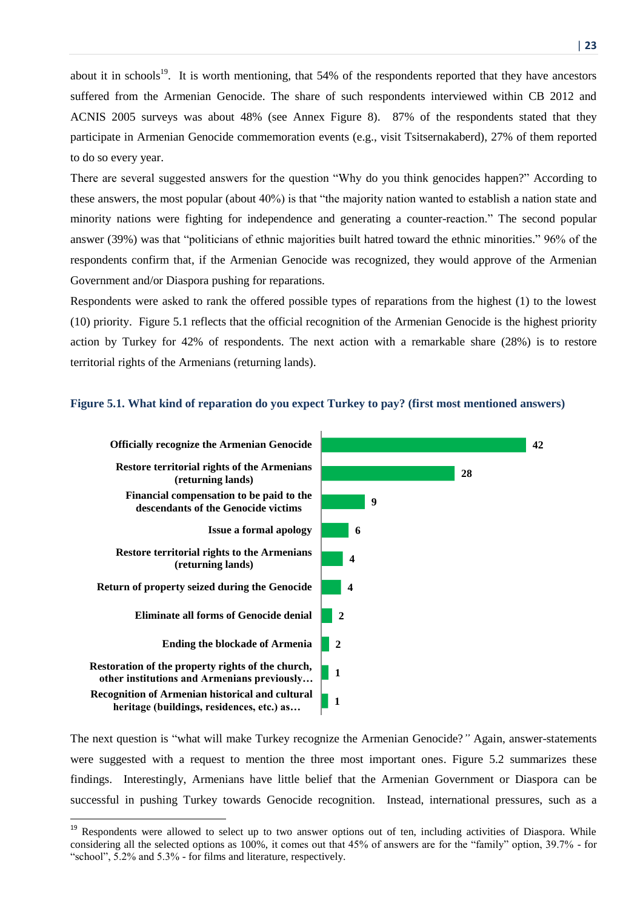about it in schools[19]. It is worth mentioning, that 54% of the respondents reported that they have ancestors suffered from the Armenian Genocide. The share of such respondents interviewed within CB 2012 and ACNIS 2005 surveys was about 48% (see Annex Figure 8). 87% of the respondents stated that they participate in Armenian Genocide commemoration events (e.g., visit Tsitsernakaberd), 27% of them reported to do so every year.

There are several suggested answers for the question "Why do you think genocides happen?" According to these answers, the most popular (about 40%) is that "the majority nation wanted to establish a nation state and minority nations were fighting for independence and generating a counter-reaction." The second popular answer (39%) was that "politicians of ethnic majorities built hatred toward the ethnic minorities." 96% of the respondents confirm that, if the Armenian Genocide was recognized, they would approve of the Armenian Government and/or Diaspora pushing for reparations.

Respondents were asked to rank the offered possible types of reparations from the highest (1) to the lowest (10) priority. Figure 5.1 reflects that the official recognition of the Armenian Genocide is the highest priority action by Turkey for 42% of respondents. The next action with a remarkable share (28%) is to restore territorial rights of the Armenians (returning lands).

**Figure 5.1. What kind of reparation do you expect Turkey to pay? (first most mentioned answers)**

| Answer | % |
|---|---|
| Officially recognize the Armenian Genocide | 42 |
| Restore territorial rights of the Armenians (returning lands) | 28 |
| Financial compensation to be paid to the descendants of the Genocide victims | 9 |
| Issue a formal apology | 6 |
| Restore territorial rights to the Armenians (returning lands) | 4 |
| Return of property seized during the Genocide | 4 |
| Eliminate all forms of Genocide denial | 2 |
| Ending the blockade of Armenia | 2 |
| Restoration of the property rights of the church, other institutions and Armenians previously… | 1 |
| Recognition of Armenian historical and cultural heritage (buildings, residences, etc.) as… | 1 |

The next question is "what will make Turkey recognize the Armenian Genocide?" Again, answer-statements were suggested with a request to mention the three most important ones. Figure 5.2 summarizes these findings. Interestingly, Armenians have little belief that the Armenian Government or Diaspora can be successful in pushing Turkey towards Genocide recognition. Instead, international pressures, such as a

[19] Respondents were allowed to select up to two answer options out of ten, including activities of Diaspora. While considering all the selected options as 100%, it comes out that 45% of answers are for the "family" option, 39.7% - for "school", 5.2% and 5.3% - for films and literature, respectively.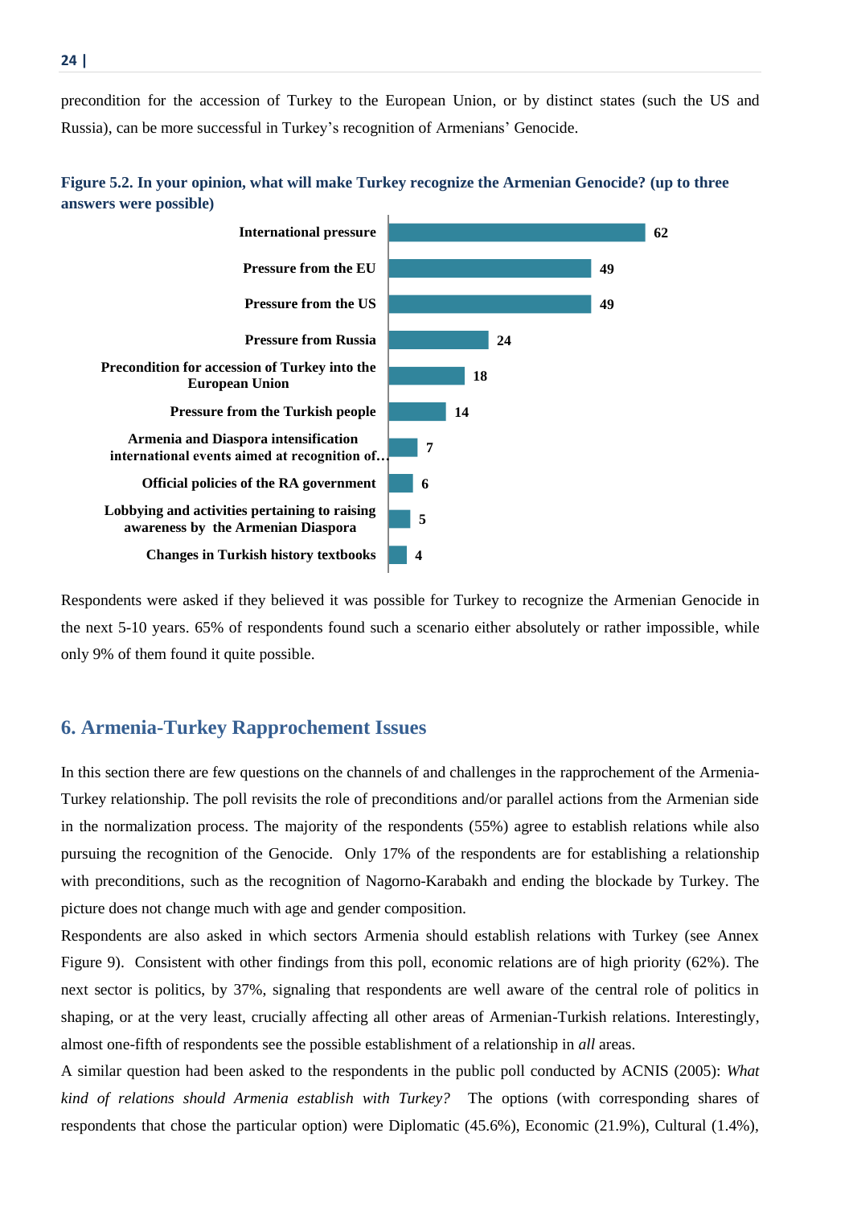precondition for the accession of Turkey to the European Union, or by distinct states (such the US and Russia), can be more successful in Turkey's recognition of Armenians' Genocide.

**Figure 5.2. In your opinion, what will make Turkey recognize the Armenian Genocide? (up to three answers were possible)**

| Option | % |
|---|---|
| International pressure | 62 |
| Pressure from the EU | 49 |
| Pressure from the US | 49 |
| Pressure from Russia | 24 |
| Precondition for accession of Turkey into the European Union | 18 |
| Pressure from the Turkish people | 14 |
| Armenia and Diaspora intensification international events aimed at recognition of… | 7 |
| Official policies of the RA government | 6 |
| Lobbying and activities pertaining to raising awareness by the Armenian Diaspora | 5 |
| Changes in Turkish history textbooks | 4 |

Respondents were asked if they believed it was possible for Turkey to recognize the Armenian Genocide in the next 5-10 years. 65% of respondents found such a scenario either absolutely or rather impossible, while only 9% of them found it quite possible.

## 6. Armenia-Turkey Rapprochement Issues

In this section there are few questions on the channels of and challenges in the rapprochement of the Armenia-Turkey relationship. The poll revisits the role of preconditions and/or parallel actions from the Armenian side in the normalization process. The majority of the respondents (55%) agree to establish relations while also pursuing the recognition of the Genocide. Only 17% of the respondents are for establishing a relationship with preconditions, such as the recognition of Nagorno-Karabakh and ending the blockade by Turkey. The picture does not change much with age and gender composition.

Respondents are also asked in which sectors Armenia should establish relations with Turkey (see Annex Figure 9). Consistent with other findings from this poll, economic relations are of high priority (62%). The next sector is politics, by 37%, signaling that respondents are well aware of the central role of politics in shaping, or at the very least, crucially affecting all other areas of Armenian-Turkish relations. Interestingly, almost one-fifth of respondents see the possible establishment of a relationship in *all* areas.

A similar question had been asked to the respondents in the public poll conducted by ACNIS (2005): *What kind of relations should Armenia establish with Turkey?* The options (with corresponding shares of respondents that chose the particular option) were Diplomatic (45.6%), Economic (21.9%), Cultural (1.4%),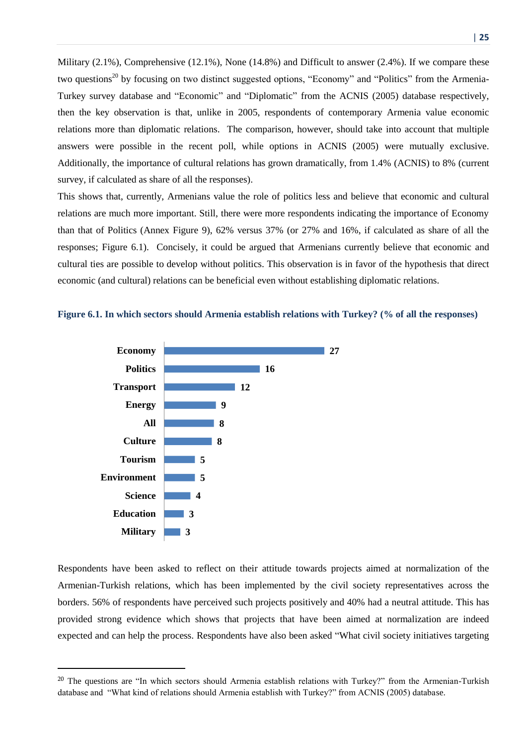Military (2.1%), Comprehensive (12.1%), None (14.8%) and Difficult to answer (2.4%). If we compare these two questions[20] by focusing on two distinct suggested options, "Economy" and "Politics" from the Armenia-Turkey survey database and "Economic" and "Diplomatic" from the ACNIS (2005) database respectively, then the key observation is that, unlike in 2005, respondents of contemporary Armenia value economic relations more than diplomatic relations. The comparison, however, should take into account that multiple answers were possible in the recent poll, while options in ACNIS (2005) were mutually exclusive. Additionally, the importance of cultural relations has grown dramatically, from 1.4% (ACNIS) to 8% (current survey, if calculated as share of all the responses).

This shows that, currently, Armenians value the role of politics less and believe that economic and cultural relations are much more important. Still, there were more respondents indicating the importance of Economy than that of Politics (Annex Figure 9), 62% versus 37% (or 27% and 16%, if calculated as share of all the responses; Figure 6.1). Concisely, it could be argued that Armenians currently believe that economic and cultural ties are possible to develop without politics. This observation is in favor of the hypothesis that direct economic (and cultural) relations can be beneficial even without establishing diplomatic relations.

**Figure 6.1. In which sectors should Armenia establish relations with Turkey? (% of all the responses)**

| Sector | % |
|---|---|
| Economy | 27 |
| Politics | 16 |
| Transport | 12 |
| Energy | 9 |
| All | 8 |
| Culture | 8 |
| Tourism | 5 |
| Environment | 5 |
| Science | 4 |
| Education | 3 |
| Military | 3 |

Respondents have been asked to reflect on their attitude towards projects aimed at normalization of the Armenian-Turkish relations, which has been implemented by the civil society representatives across the borders. 56% of respondents have perceived such projects positively and 40% had a neutral attitude. This has provided strong evidence which shows that projects that have been aimed at normalization are indeed expected and can help the process. Respondents have also been asked "What civil society initiatives targeting

[20] The questions are "In which sectors should Armenia establish relations with Turkey?" from the Armenian-Turkish database and "What kind of relations should Armenia establish with Turkey?" from ACNIS (2005) database.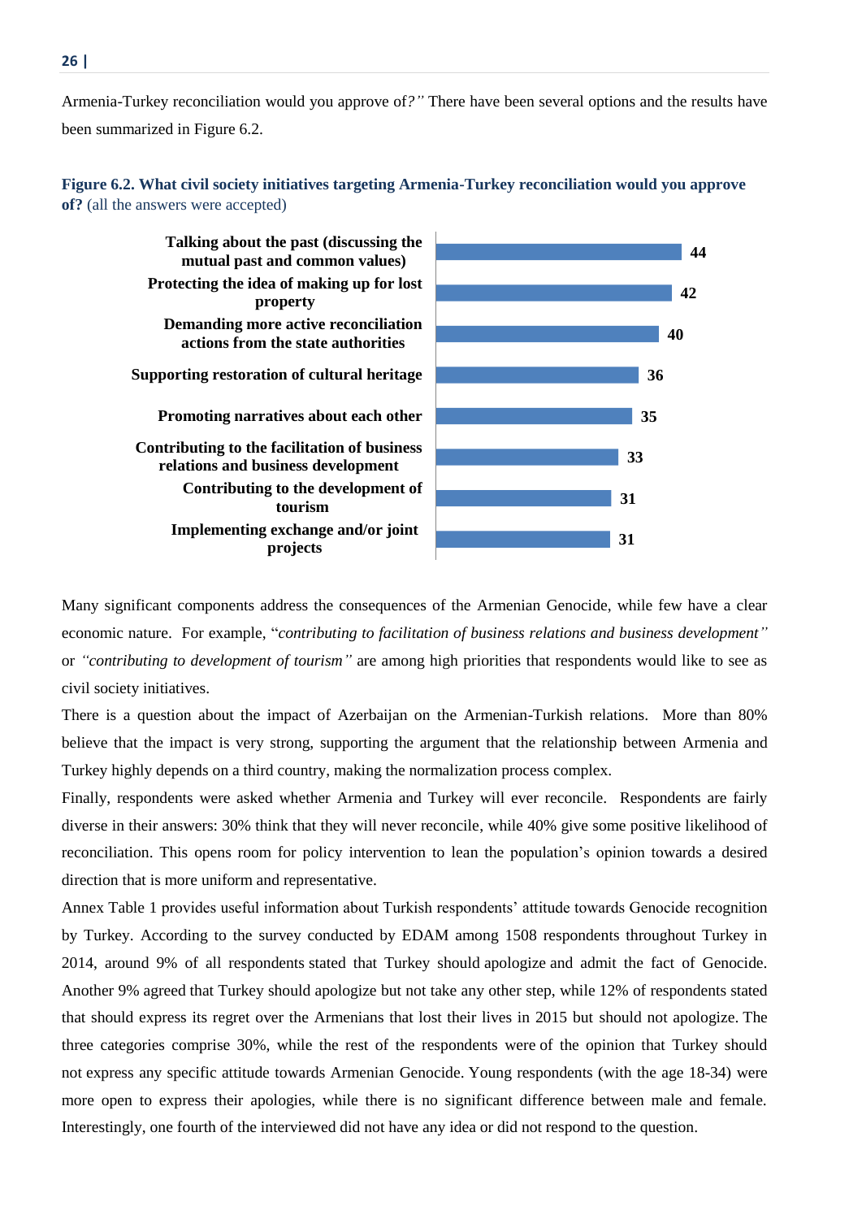Armenia-Turkey reconciliation would you approve of?" There have been several options and the results have been summarized in Figure 6.2.

**Figure 6.2. What civil society initiatives targeting Armenia-Turkey reconciliation would you approve of?** (all the answers were accepted)

| Initiative | % |
|---|---|
| Talking about the past (discussing the mutual past and common values) | 44 |
| Protecting the idea of making up for lost property | 42 |
| Demanding more active reconciliation actions from the state authorities | 40 |
| Supporting restoration of cultural heritage | 36 |
| Promoting narratives about each other | 35 |
| Contributing to the facilitation of business relations and business development | 33 |
| Contributing to the development of tourism | 31 |
| Implementing exchange and/or joint projects | 31 |

Many significant components address the consequences of the Armenian Genocide, while few have a clear economic nature. For example, "*contributing to facilitation of business relations and business development*" or *"contributing to development of tourism"* are among high priorities that respondents would like to see as civil society initiatives.

There is a question about the impact of Azerbaijan on the Armenian-Turkish relations. More than 80% believe that the impact is very strong, supporting the argument that the relationship between Armenia and Turkey highly depends on a third country, making the normalization process complex.

Finally, respondents were asked whether Armenia and Turkey will ever reconcile. Respondents are fairly diverse in their answers: 30% think that they will never reconcile, while 40% give some positive likelihood of reconciliation. This opens room for policy intervention to lean the population's opinion towards a desired direction that is more uniform and representative.

Annex Table 1 provides useful information about Turkish respondents' attitude towards Genocide recognition by Turkey. According to the survey conducted by EDAM among 1508 respondents throughout Turkey in 2014, around 9% of all respondents stated that Turkey should apologize and admit the fact of Genocide. Another 9% agreed that Turkey should apologize but not take any other step, while 12% of respondents stated that should express its regret over the Armenians that lost their lives in 2015 but should not apologize. The three categories comprise 30%, while the rest of the respondents were of the opinion that Turkey should not express any specific attitude towards Armenian Genocide. Young respondents (with the age 18-34) were more open to express their apologies, while there is no significant difference between male and female. Interestingly, one fourth of the interviewed did not have any idea or did not respond to the question.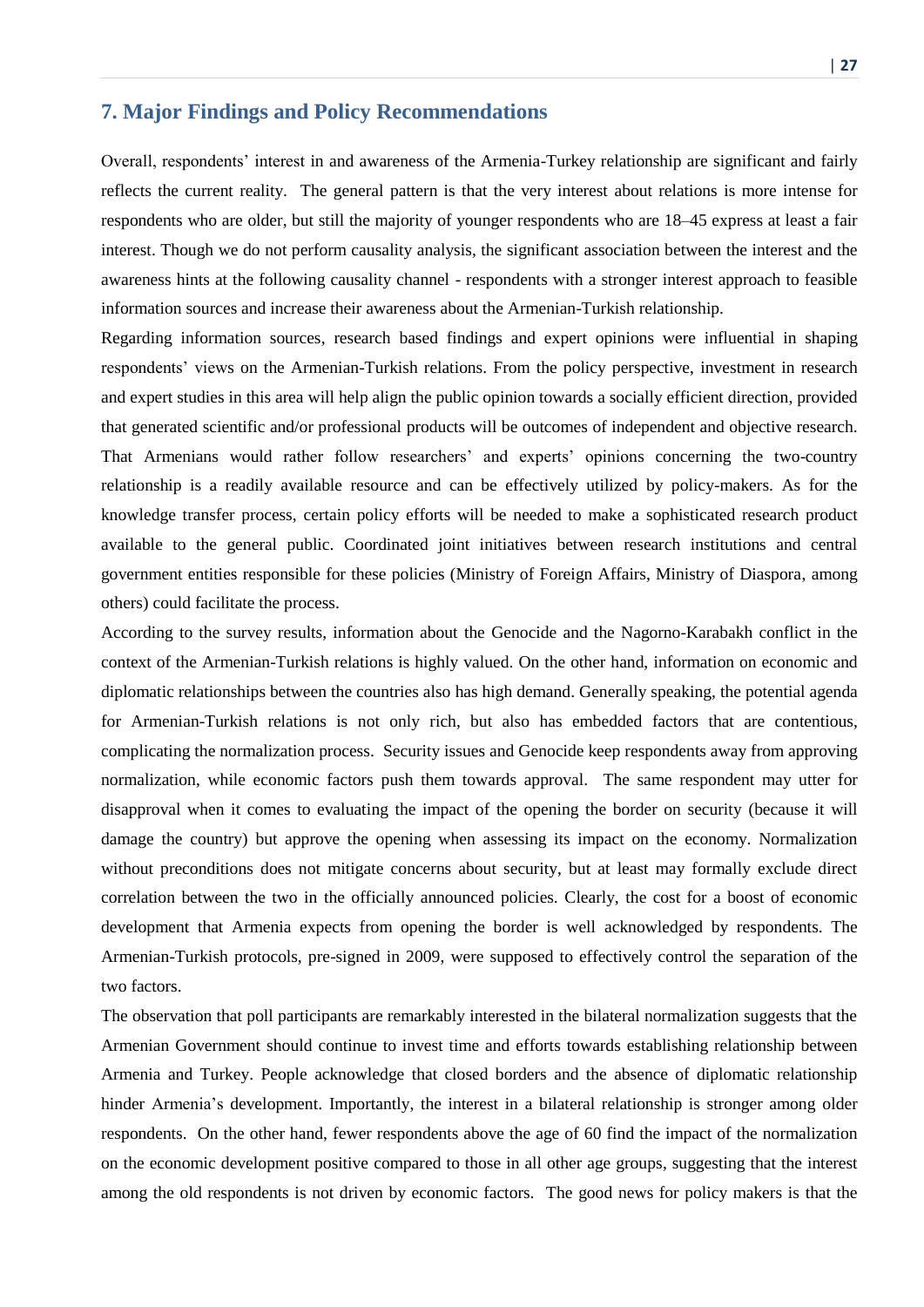## 7. Major Findings and Policy Recommendations

Overall, respondents' interest in and awareness of the Armenia-Turkey relationship are significant and fairly reflects the current reality. The general pattern is that the very interest about relations is more intense for respondents who are older, but still the majority of younger respondents who are 18–45 express at least a fair interest. Though we do not perform causality analysis, the significant association between the interest and the awareness hints at the following causality channel - respondents with a stronger interest approach to feasible information sources and increase their awareness about the Armenian-Turkish relationship.

Regarding information sources, research based findings and expert opinions were influential in shaping respondents' views on the Armenian-Turkish relations. From the policy perspective, investment in research and expert studies in this area will help align the public opinion towards a socially efficient direction, provided that generated scientific and/or professional products will be outcomes of independent and objective research. That Armenians would rather follow researchers' and experts' opinions concerning the two-country relationship is a readily available resource and can be effectively utilized by policy-makers. As for the knowledge transfer process, certain policy efforts will be needed to make a sophisticated research product available to the general public. Coordinated joint initiatives between research institutions and central government entities responsible for these policies (Ministry of Foreign Affairs, Ministry of Diaspora, among others) could facilitate the process.

According to the survey results, information about the Genocide and the Nagorno-Karabakh conflict in the context of the Armenian-Turkish relations is highly valued. On the other hand, information on economic and diplomatic relationships between the countries also has high demand. Generally speaking, the potential agenda for Armenian-Turkish relations is not only rich, but also has embedded factors that are contentious, complicating the normalization process. Security issues and Genocide keep respondents away from approving normalization, while economic factors push them towards approval. The same respondent may utter for disapproval when it comes to evaluating the impact of the opening the border on security (because it will damage the country) but approve the opening when assessing its impact on the economy. Normalization without preconditions does not mitigate concerns about security, but at least may formally exclude direct correlation between the two in the officially announced policies. Clearly, the cost for a boost of economic development that Armenia expects from opening the border is well acknowledged by respondents. The Armenian-Turkish protocols, pre-signed in 2009, were supposed to effectively control the separation of the two factors.

The observation that poll participants are remarkably interested in the bilateral normalization suggests that the Armenian Government should continue to invest time and efforts towards establishing relationship between Armenia and Turkey. People acknowledge that closed borders and the absence of diplomatic relationship hinder Armenia's development. Importantly, the interest in a bilateral relationship is stronger among older respondents. On the other hand, fewer respondents above the age of 60 find the impact of the normalization on the economic development positive compared to those in all other age groups, suggesting that the interest among the old respondents is not driven by economic factors. The good news for policy makers is that the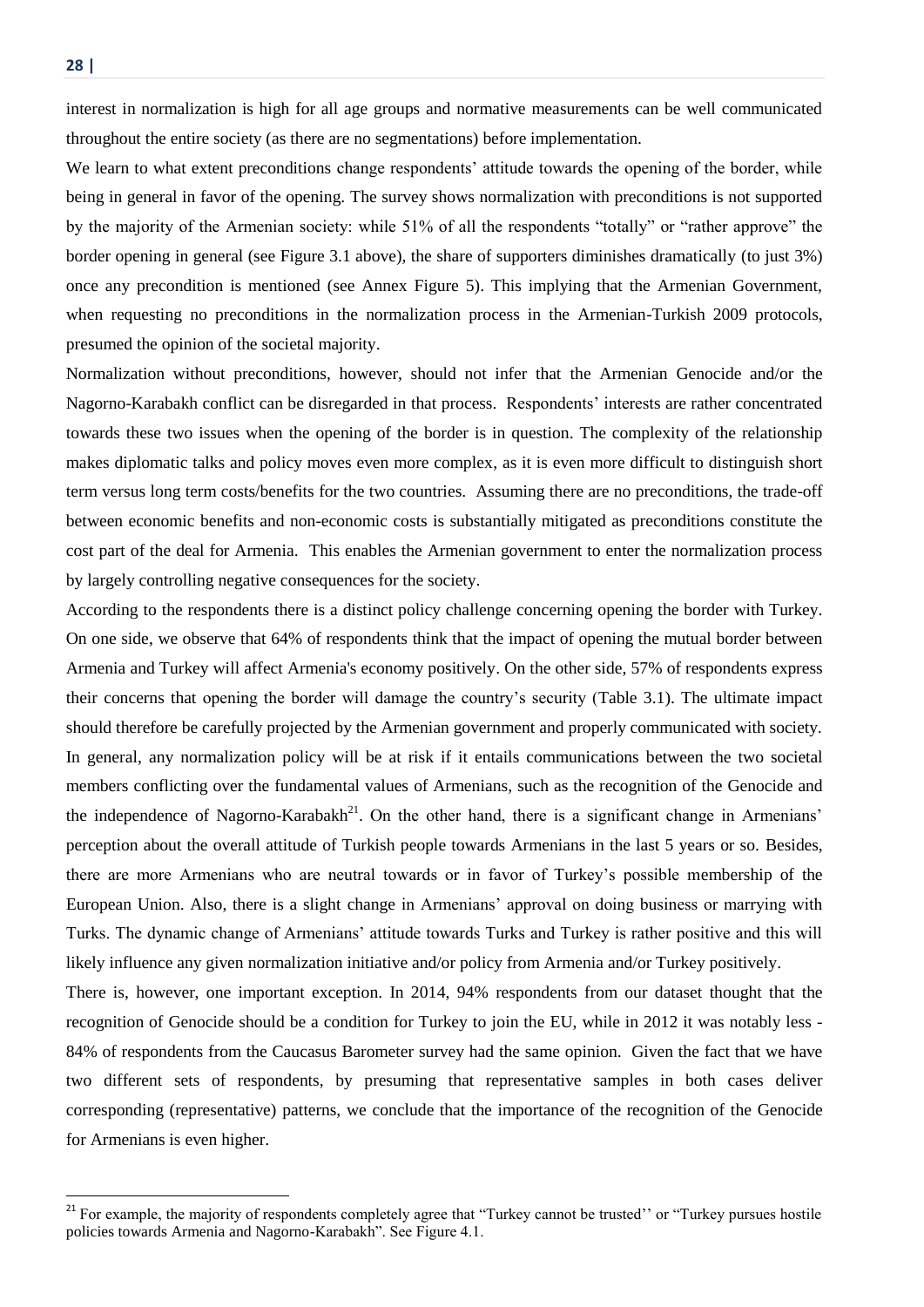interest in normalization is high for all age groups and normative measurements can be well communicated throughout the entire society (as there are no segmentations) before implementation.

We learn to what extent preconditions change respondents' attitude towards the opening of the border, while being in general in favor of the opening. The survey shows normalization with preconditions is not supported by the majority of the Armenian society: while 51% of all the respondents "totally" or "rather approve" the border opening in general (see Figure 3.1 above), the share of supporters diminishes dramatically (to just 3%) once any precondition is mentioned (see Annex Figure 5). This implying that the Armenian Government, when requesting no preconditions in the normalization process in the Armenian-Turkish 2009 protocols, presumed the opinion of the societal majority.

Normalization without preconditions, however, should not infer that the Armenian Genocide and/or the Nagorno-Karabakh conflict can be disregarded in that process. Respondents' interests are rather concentrated towards these two issues when the opening of the border is in question. The complexity of the relationship makes diplomatic talks and policy moves even more complex, as it is even more difficult to distinguish short term versus long term costs/benefits for the two countries. Assuming there are no preconditions, the trade-off between economic benefits and non-economic costs is substantially mitigated as preconditions constitute the cost part of the deal for Armenia. This enables the Armenian government to enter the normalization process by largely controlling negative consequences for the society.

According to the respondents there is a distinct policy challenge concerning opening the border with Turkey. On one side, we observe that 64% of respondents think that the impact of opening the mutual border between Armenia and Turkey will affect Armenia's economy positively. On the other side, 57% of respondents express their concerns that opening the border will damage the country's security (Table 3.1). The ultimate impact should therefore be carefully projected by the Armenian government and properly communicated with society. In general, any normalization policy will be at risk if it entails communications between the two societal members conflicting over the fundamental values of Armenians, such as the recognition of the Genocide and the independence of Nagorno-Karabakh[21]. On the other hand, there is a significant change in Armenians' perception about the overall attitude of Turkish people towards Armenians in the last 5 years or so. Besides, there are more Armenians who are neutral towards or in favor of Turkey's possible membership of the European Union. Also, there is a slight change in Armenians' approval on doing business or marrying with Turks. The dynamic change of Armenians' attitude towards Turks and Turkey is rather positive and this will likely influence any given normalization initiative and/or policy from Armenia and/or Turkey positively.

There is, however, one important exception. In 2014, 94% respondents from our dataset thought that the recognition of Genocide should be a condition for Turkey to join the EU, while in 2012 it was notably less - 84% of respondents from the Caucasus Barometer survey had the same opinion. Given the fact that we have two different sets of respondents, by presuming that representative samples in both cases deliver corresponding (representative) patterns, we conclude that the importance of the recognition of the Genocide for Armenians is even higher.

[21] For example, the majority of respondents completely agree that "Turkey cannot be trusted'' or "Turkey pursues hostile policies towards Armenia and Nagorno-Karabakh". See Figure 4.1.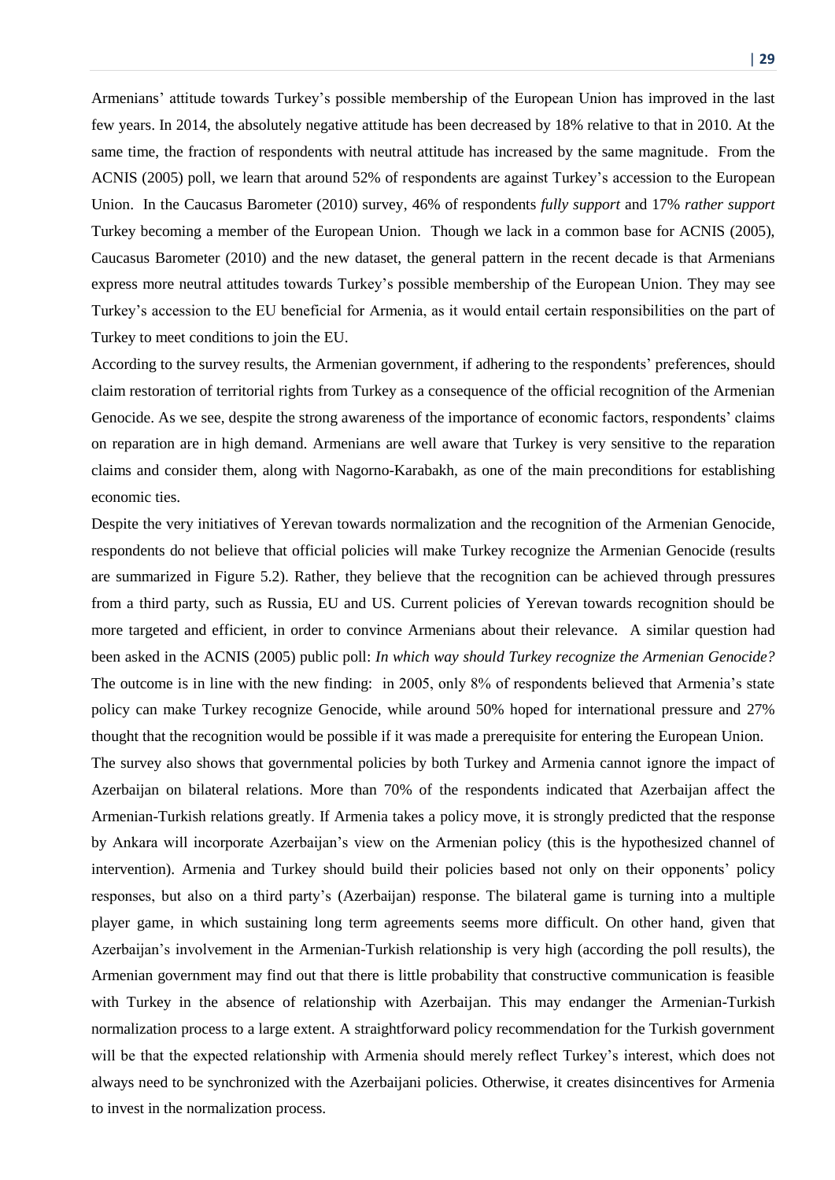Armenians' attitude towards Turkey's possible membership of the European Union has improved in the last few years. In 2014, the absolutely negative attitude has been decreased by 18% relative to that in 2010. At the same time, the fraction of respondents with neutral attitude has increased by the same magnitude. From the ACNIS (2005) poll, we learn that around 52% of respondents are against Turkey's accession to the European Union. In the Caucasus Barometer (2010) survey, 46% of respondents *fully support* and 17% *rather support* Turkey becoming a member of the European Union. Though we lack in a common base for ACNIS (2005), Caucasus Barometer (2010) and the new dataset, the general pattern in the recent decade is that Armenians express more neutral attitudes towards Turkey's possible membership of the European Union. They may see Turkey's accession to the EU beneficial for Armenia, as it would entail certain responsibilities on the part of Turkey to meet conditions to join the EU.

According to the survey results, the Armenian government, if adhering to the respondents' preferences, should claim restoration of territorial rights from Turkey as a consequence of the official recognition of the Armenian Genocide. As we see, despite the strong awareness of the importance of economic factors, respondents' claims on reparation are in high demand. Armenians are well aware that Turkey is very sensitive to the reparation claims and consider them, along with Nagorno-Karabakh, as one of the main preconditions for establishing economic ties.

Despite the very initiatives of Yerevan towards normalization and the recognition of the Armenian Genocide, respondents do not believe that official policies will make Turkey recognize the Armenian Genocide (results are summarized in Figure 5.2). Rather, they believe that the recognition can be achieved through pressures from a third party, such as Russia, EU and US. Current policies of Yerevan towards recognition should be more targeted and efficient, in order to convince Armenians about their relevance. A similar question had been asked in the ACNIS (2005) public poll: *In which way should Turkey recognize the Armenian Genocide?* The outcome is in line with the new finding: in 2005, only 8% of respondents believed that Armenia's state policy can make Turkey recognize Genocide, while around 50% hoped for international pressure and 27% thought that the recognition would be possible if it was made a prerequisite for entering the European Union.

The survey also shows that governmental policies by both Turkey and Armenia cannot ignore the impact of Azerbaijan on bilateral relations. More than 70% of the respondents indicated that Azerbaijan affect the Armenian-Turkish relations greatly. If Armenia takes a policy move, it is strongly predicted that the response by Ankara will incorporate Azerbaijan's view on the Armenian policy (this is the hypothesized channel of intervention). Armenia and Turkey should build their policies based not only on their opponents' policy responses, but also on a third party's (Azerbaijan) response. The bilateral game is turning into a multiple player game, in which sustaining long term agreements seems more difficult. On other hand, given that Azerbaijan's involvement in the Armenian-Turkish relationship is very high (according the poll results), the Armenian government may find out that there is little probability that constructive communication is feasible with Turkey in the absence of relationship with Azerbaijan. This may endanger the Armenian-Turkish normalization process to a large extent. A straightforward policy recommendation for the Turkish government will be that the expected relationship with Armenia should merely reflect Turkey's interest, which does not always need to be synchronized with the Azerbaijani policies. Otherwise, it creates disincentives for Armenia to invest in the normalization process.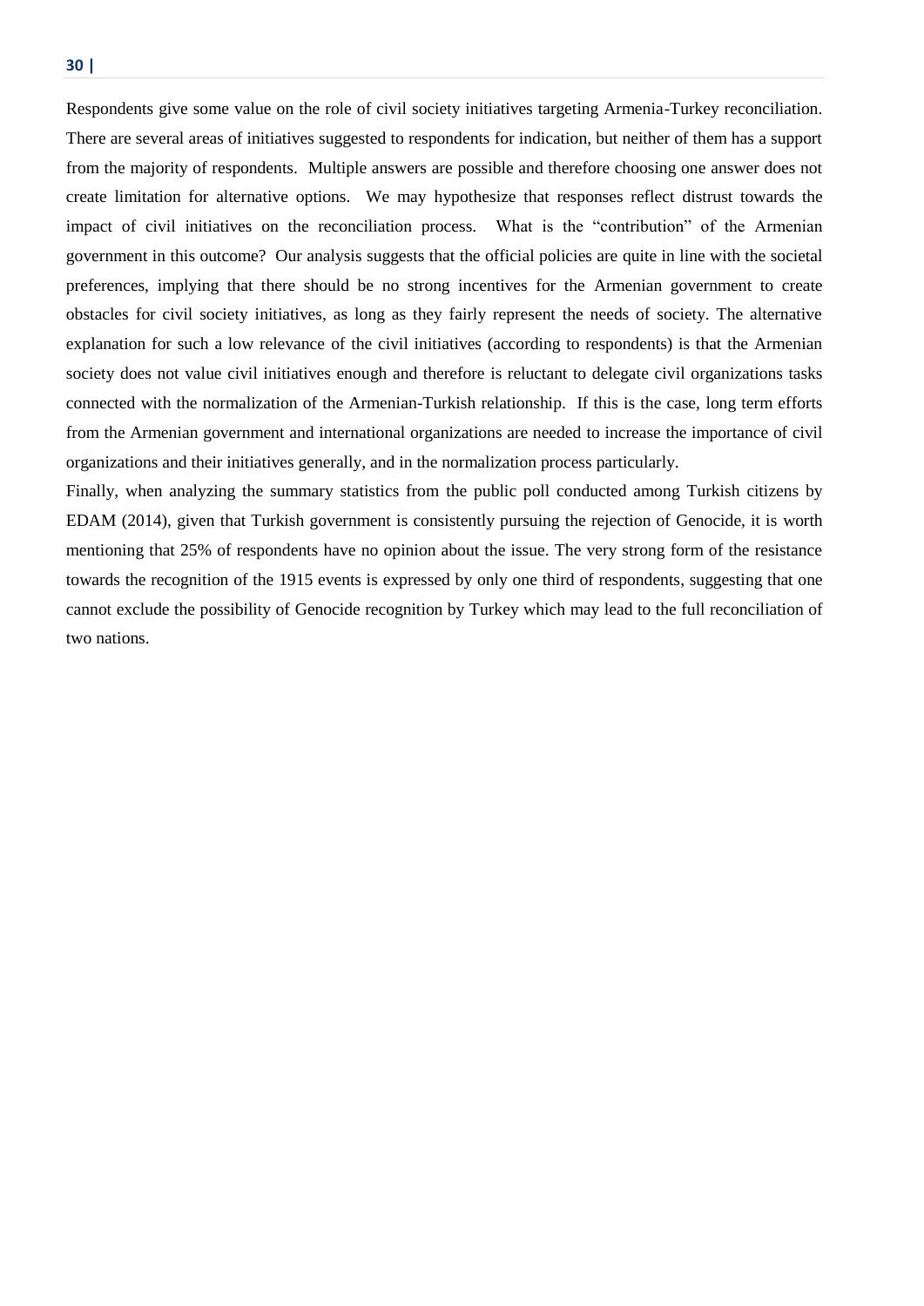Respondents give some value on the role of civil society initiatives targeting Armenia-Turkey reconciliation. There are several areas of initiatives suggested to respondents for indication, but neither of them has a support from the majority of respondents. Multiple answers are possible and therefore choosing one answer does not create limitation for alternative options. We may hypothesize that responses reflect distrust towards the impact of civil initiatives on the reconciliation process. What is the "contribution" of the Armenian government in this outcome? Our analysis suggests that the official policies are quite in line with the societal preferences, implying that there should be no strong incentives for the Armenian government to create obstacles for civil society initiatives, as long as they fairly represent the needs of society. The alternative explanation for such a low relevance of the civil initiatives (according to respondents) is that the Armenian society does not value civil initiatives enough and therefore is reluctant to delegate civil organizations tasks connected with the normalization of the Armenian-Turkish relationship. If this is the case, long term efforts from the Armenian government and international organizations are needed to increase the importance of civil organizations and their initiatives generally, and in the normalization process particularly.

Finally, when analyzing the summary statistics from the public poll conducted among Turkish citizens by EDAM (2014), given that Turkish government is consistently pursuing the rejection of Genocide, it is worth mentioning that 25% of respondents have no opinion about the issue. The very strong form of the resistance towards the recognition of the 1915 events is expressed by only one third of respondents, suggesting that one cannot exclude the possibility of Genocide recognition by Turkey which may lead to the full reconciliation of two nations.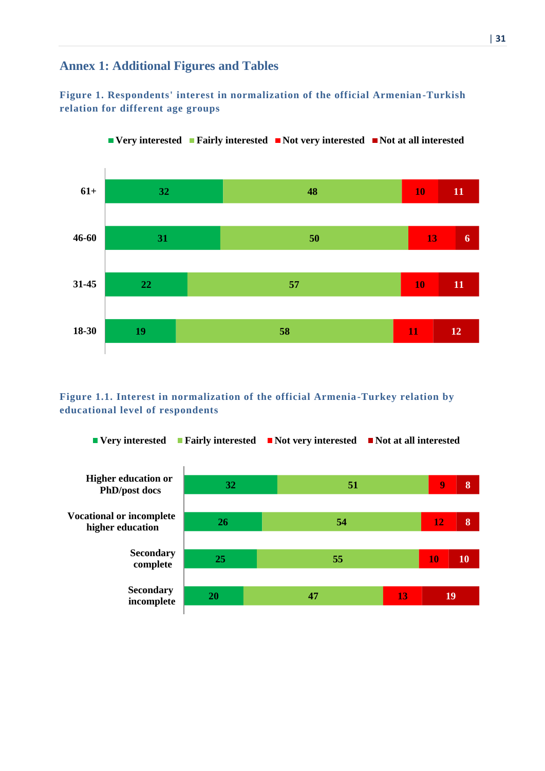## Annex 1: Additional Figures and Tables

**Figure 1. Respondents' interest in normalization of the official Armenian-Turkish relation for different age groups**

| | Very interested | Fairly interested | Not very interested | Not at all interested |
|---|---|---|---|---|
| 61+ | 32 | 48 | 10 | 11 |
| 46-60 | 31 | 50 | 13 | 6 |
| 31-45 | 22 | 57 | 10 | 11 |
| 18-30 | 19 | 58 | 11 | 12 |

**Figure 1.1. Interest in normalization of the official Armenia-Turkey relation by educational level of respondents**

| | Very interested | Fairly interested | Not very interested | Not at all interested |
|---|---|---|---|---|
| Higher education or PhD/post docs | 32 | 51 | 9 | 8 |
| Vocational or incomplete higher education | 26 | 54 | 12 | 8 |
| Secondary complete | 25 | 55 | 10 | 10 |
| Secondary incomplete | 20 | 47 | 13 | 19 |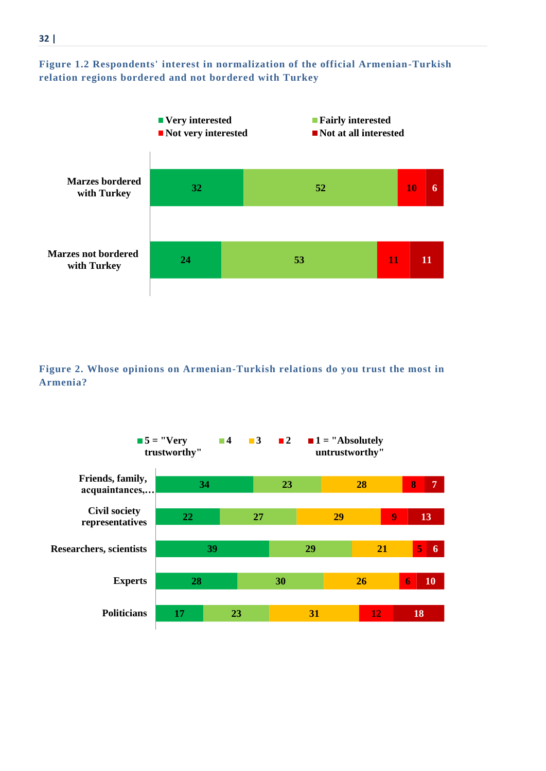**Figure 1.2 Respondents' interest in normalization of the official Armenian-Turkish relation regions bordered and not bordered with Turkey**

| | Very interested | Fairly interested | Not very interested | Not at all interested |
|---|---|---|---|---|
| Marzes bordered with Turkey | 32 | 52 | 10 | 6 |
| Marzes not bordered with Turkey | 24 | 53 | 11 | 11 |

**Figure 2. Whose opinions on Armenian-Turkish relations do you trust the most in Armenia?**

| | 5 = "Very trustworthy" | 4 | 3 | 2 | 1 = "Absolutely untrustworthy" |
|---|---|---|---|---|---|
| Friends, family, acquaintances,… | 34 | 23 | 28 | 8 | 7 |
| Civil society representatives | 22 | 27 | 29 | 9 | 13 |
| Researchers, scientists | 39 | 29 | 21 | 5 | 6 |
| Experts | 28 | 30 | 26 | 6 | 10 |
| Politicians | 17 | 23 | 31 | 12 | 18 |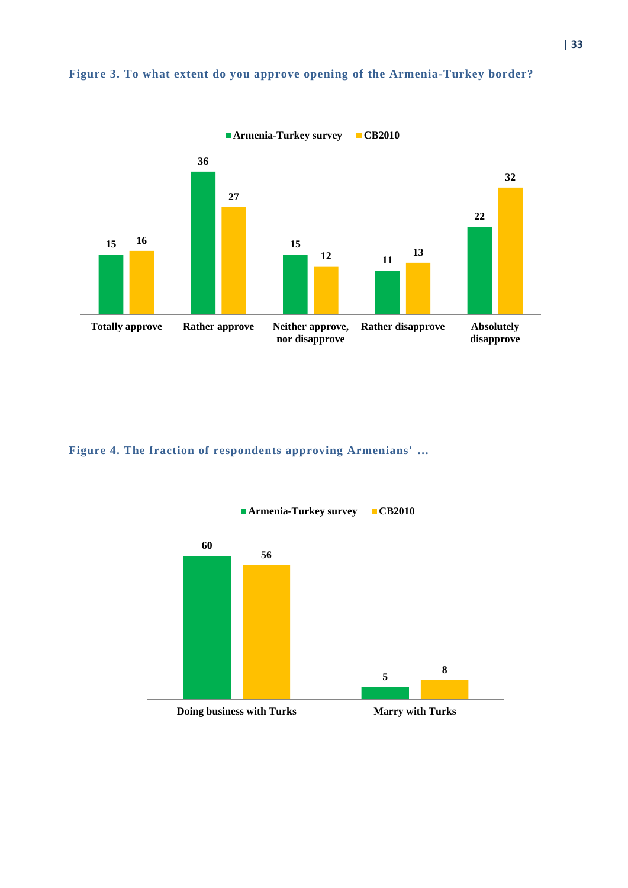**Figure 3. To what extent do you approve opening of the Armenia-Turkey border?**

| | Armenia-Turkey survey | CB2010 |
|---|---|---|
| Totally approve | 15 | 16 |
| Rather approve | 36 | 27 |
| Neither approve, nor disapprove | 15 | 12 |
| Rather disapprove | 11 | 13 |
| Absolutely disapprove | 22 | 32 |

**Figure 4. The fraction of respondents approving Armenians' ...**

| | Armenia-Turkey survey | CB2010 |
|---|---|---|
| Doing business with Turks | 60 | 56 |
| Marry with Turks | 5 | 8 |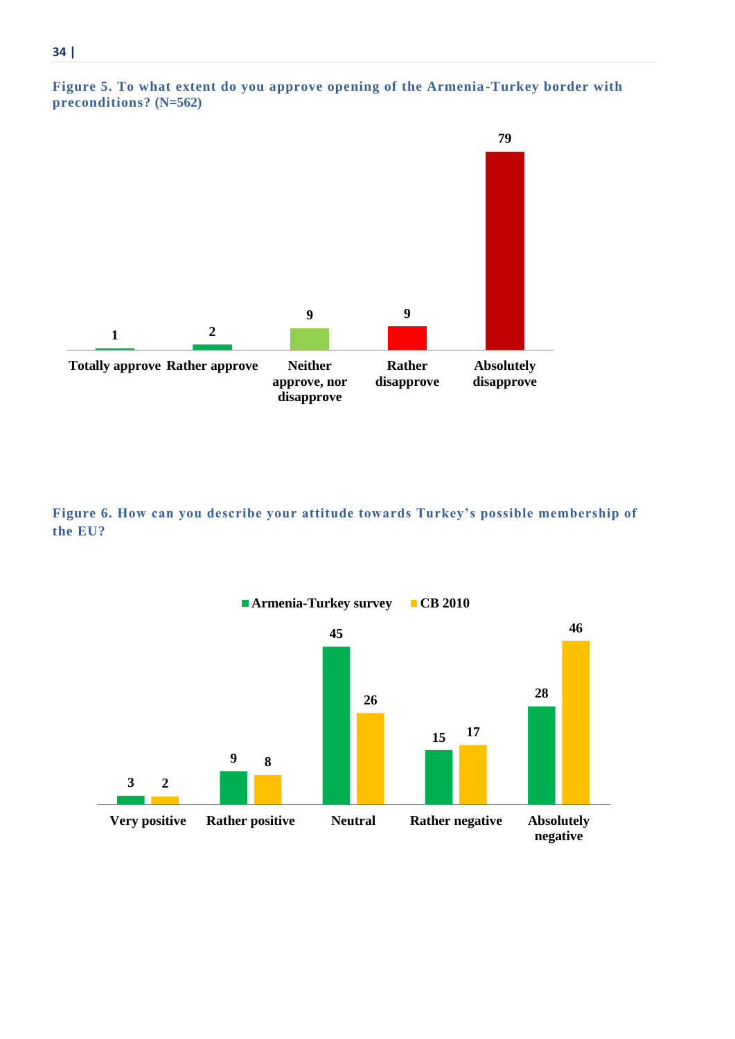**Figure 5. To what extent do you approve opening of the Armenia-Turkey border with preconditions? (N=562)**

| Response | % |
|---|---|
| Totally approve | 1 |
| Rather approve | 2 |
| Neither approve, nor disapprove | 9 |
| Rather disapprove | 9 |
| Absolutely disapprove | 79 |

**Figure 6. How can you describe your attitude towards Turkey's possible membership of the EU?**

| Response | Armenia-Turkey survey | CB 2010 |
|---|---|---|
| Very positive | 3 | 2 |
| Rather positive | 9 | 8 |
| Neutral | 45 | 26 |
| Rather negative | 15 | 17 |
| Absolutely negative | 28 | 46 |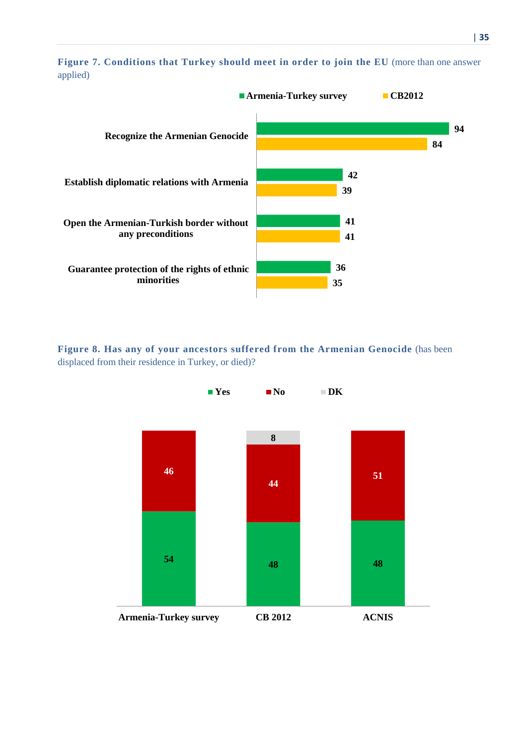**Figure 7. Conditions that Turkey should meet in order to join the EU** (more than one answer applied)

| | Armenia-Turkey survey | CB2012 |
|---|---|---|
| Recognize the Armenian Genocide | 94 | 84 |
| Establish diplomatic relations with Armenia | 42 | 39 |
| Open the Armenian-Turkish border without any preconditions | 41 | 41 |
| Guarantee protection of the rights of ethnic minorities | 36 | 35 |

**Figure 8. Has any of your ancestors suffered from the Armenian Genocide** (has been displaced from their residence in Turkey, or died)?

| | Yes | No | DK |
|---|---|---|---|
| Armenia-Turkey survey | 54 | 46 | |
| CB 2012 | 48 | 44 | 8 |
| ACNIS | 48 | 51 | |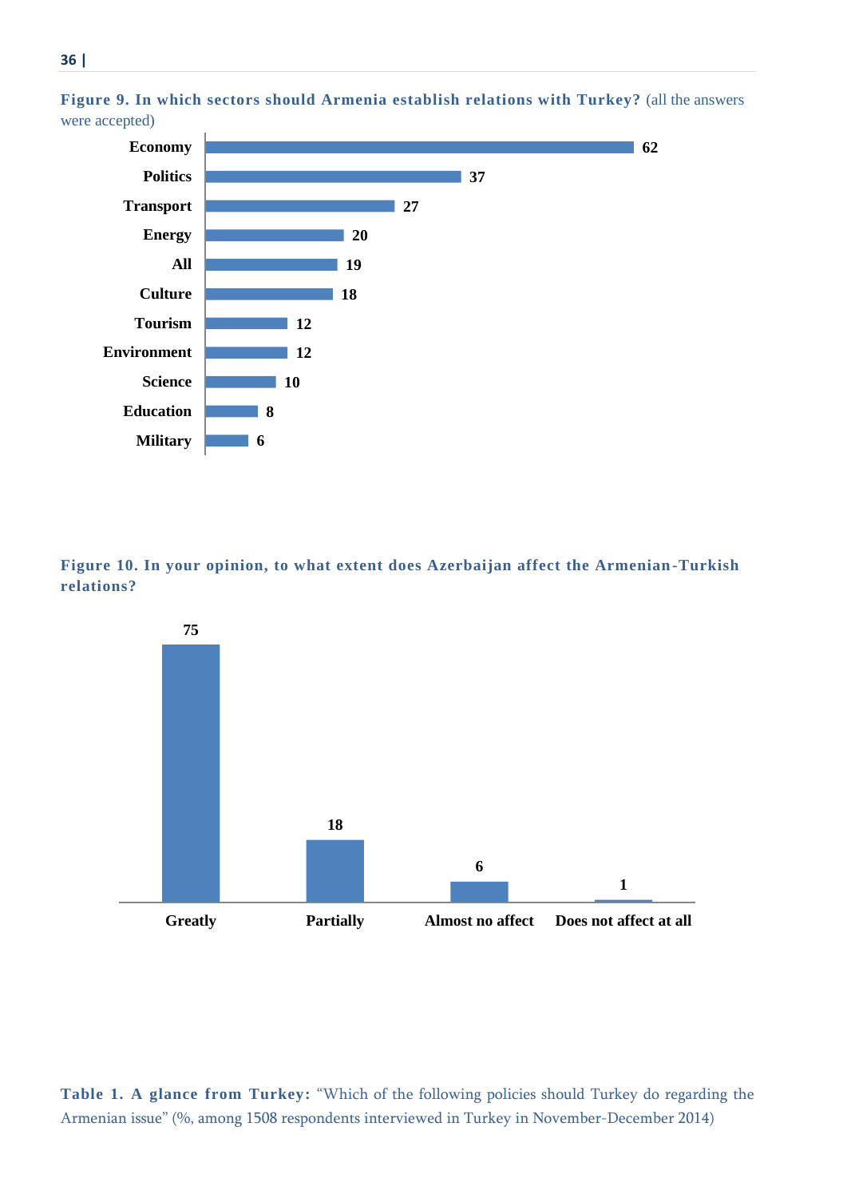**Figure 9. In which sectors should Armenia establish relations with Turkey?** (all the answers were accepted)

| Sector | Value |
|---|---|
| Economy | 62 |
| Politics | 37 |
| Transport | 27 |
| Energy | 20 |
| All | 19 |
| Culture | 18 |
| Tourism | 12 |
| Environment | 12 |
| Science | 10 |
| Education | 8 |
| Military | 6 |

**Figure 10. In your opinion, to what extent does Azerbaijan affect the Armenian-Turkish relations?**

| Greatly | Partially | Almost no affect | Does not affect at all |
|---|---|---|---|
| 75 | 18 | 6 | 1 |

**Table 1. A glance from Turkey:** "Which of the following policies should Turkey do regarding the Armenian issue" (%, among 1508 respondents interviewed in Turkey in November-December 2014)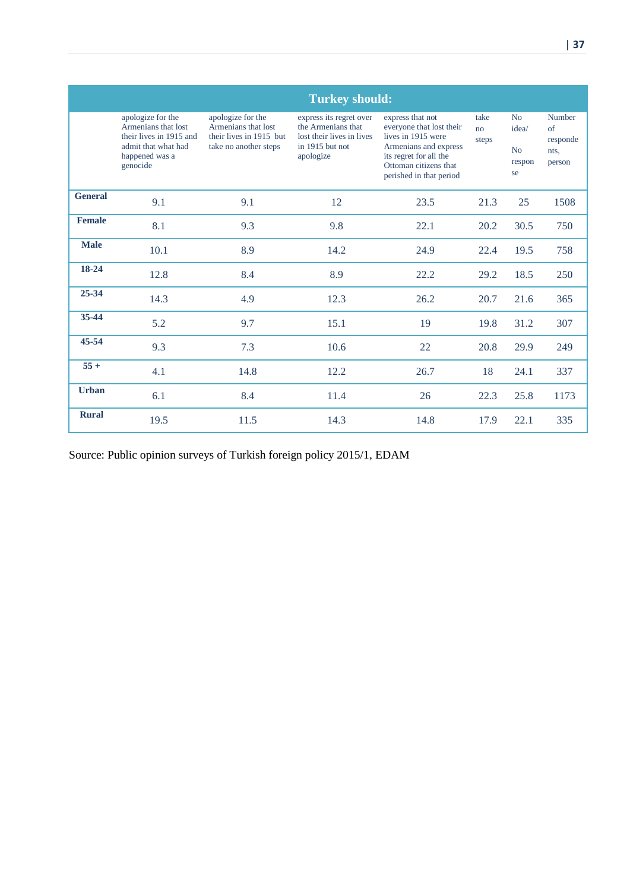| Turkey should: | | | | | | | |
|---|---|---|---|---|---|---|---|
| | apologize for the Armenians that lost their lives in 1915 and admit that what had happened was a genocide | apologize for the Armenians that lost their lives in 1915 but take no another steps | express its regret over the Armenians that lost their lives in lives in 1915 but not apologize | express that not everyone that lost their lives in 1915 were Armenians and express its regret for all the Ottoman citizens that perished in that period | take no steps | No idea/ No response | Number of respondents, person |
| **General** | 9.1 | 9.1 | 12 | 23.5 | 21.3 | 25 | 1508 |
| **Female** | 8.1 | 9.3 | 9.8 | 22.1 | 20.2 | 30.5 | 750 |
| **Male** | 10.1 | 8.9 | 14.2 | 24.9 | 22.4 | 19.5 | 758 |
| **18-24** | 12.8 | 8.4 | 8.9 | 22.2 | 29.2 | 18.5 | 250 |
| **25-34** | 14.3 | 4.9 | 12.3 | 26.2 | 20.7 | 21.6 | 365 |
| **35-44** | 5.2 | 9.7 | 15.1 | 19 | 19.8 | 31.2 | 307 |
| **45-54** | 9.3 | 7.3 | 10.6 | 22 | 20.8 | 29.9 | 249 |
| **55 +** | 4.1 | 14.8 | 12.2 | 26.7 | 18 | 24.1 | 337 |
| **Urban** | 6.1 | 8.4 | 11.4 | 26 | 22.3 | 25.8 | 1173 |
| **Rural** | 19.5 | 11.5 | 14.3 | 14.8 | 17.9 | 22.1 | 335 |

Source: Public opinion surveys of Turkish foreign policy 2015/1, EDAM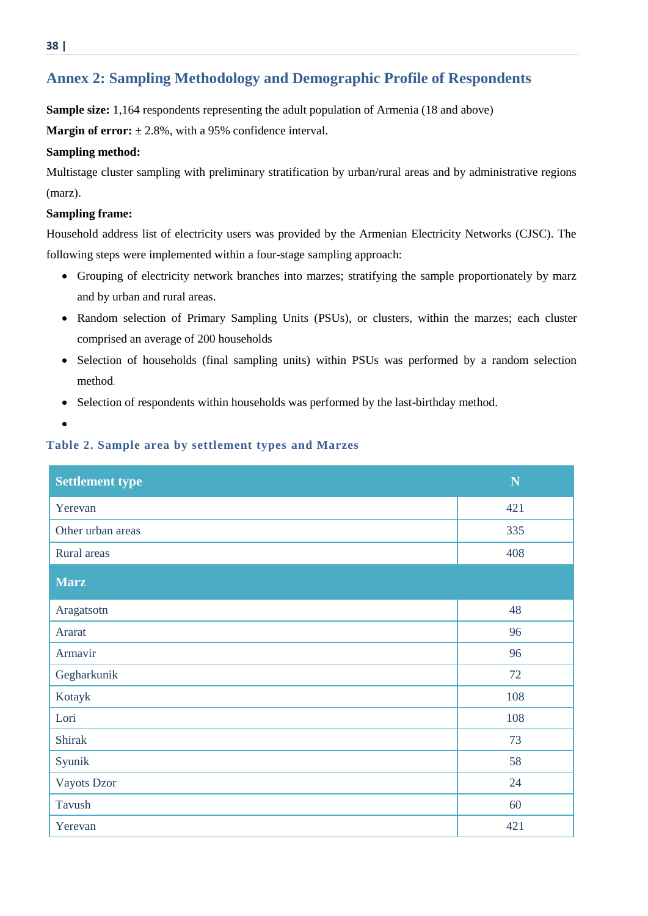## Annex 2: Sampling Methodology and Demographic Profile of Respondents

**Sample size:** 1,164 respondents representing the adult population of Armenia (18 and above)

**Margin of error:** ± 2.8%, with a 95% confidence interval.

**Sampling method:**

Multistage cluster sampling with preliminary stratification by urban/rural areas and by administrative regions (marz).

**Sampling frame:**

Household address list of electricity users was provided by the Armenian Electricity Networks (CJSC). The following steps were implemented within a four-stage sampling approach:

- Grouping of electricity network branches into marzes; stratifying the sample proportionately by marz and by urban and rural areas.
- Random selection of Primary Sampling Units (PSUs), or clusters, within the marzes; each cluster comprised an average of 200 households
- Selection of households (final sampling units) within PSUs was performed by a random selection method.
- Selection of respondents within households was performed by the last-birthday method.

**Table 2. Sample area by settlement types and Marzes**

| Settlement type | N |
|---|---|
| Yerevan | 421 |
| Other urban areas | 335 |
| Rural areas | 408 |
| **Marz** | |
| Aragatsotn | 48 |
| Ararat | 96 |
| Armavir | 96 |
| Gegharkunik | 72 |
| Kotayk | 108 |
| Lori | 108 |
| Shirak | 73 |
| Syunik | 58 |
| Vayots Dzor | 24 |
| Tavush | 60 |
| Yerevan | 421 |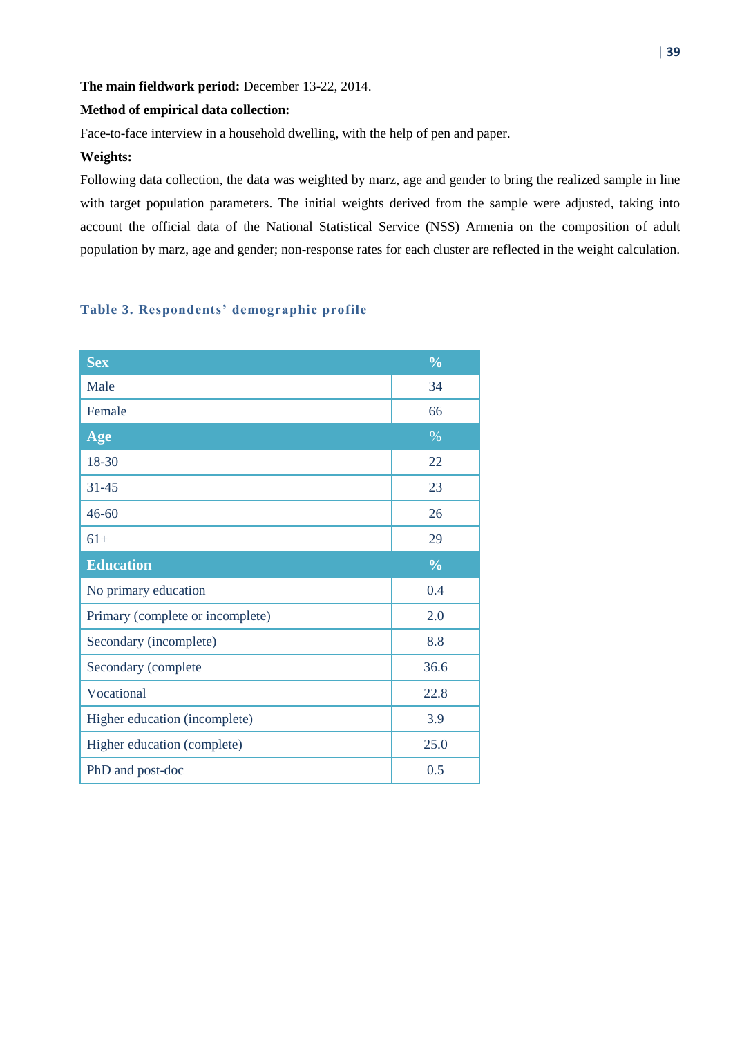**The main fieldwork period:** December 13-22, 2014.

**Method of empirical data collection:**

Face-to-face interview in a household dwelling, with the help of pen and paper.

**Weights:**

Following data collection, the data was weighted by marz, age and gender to bring the realized sample in line with target population parameters. The initial weights derived from the sample were adjusted, taking into account the official data of the National Statistical Service (NSS) Armenia on the composition of adult population by marz, age and gender; non-response rates for each cluster are reflected in the weight calculation.

### Table 3. Respondents' demographic profile

| **Sex** | **%** |
|---|---|
| Male | 34 |
| Female | 66 |
| **Age** | **%** |
| 18-30 | 22 |
| 31-45 | 23 |
| 46-60 | 26 |
| 61+ | 29 |
| **Education** | **%** |
| No primary education | 0.4 |
| Primary (complete or incomplete) | 2.0 |
| Secondary (incomplete) | 8.8 |
| Secondary (complete | 36.6 |
| Vocational | 22.8 |
| Higher education (incomplete) | 3.9 |
| Higher education (complete) | 25.0 |
| PhD and post-doc | 0.5 |